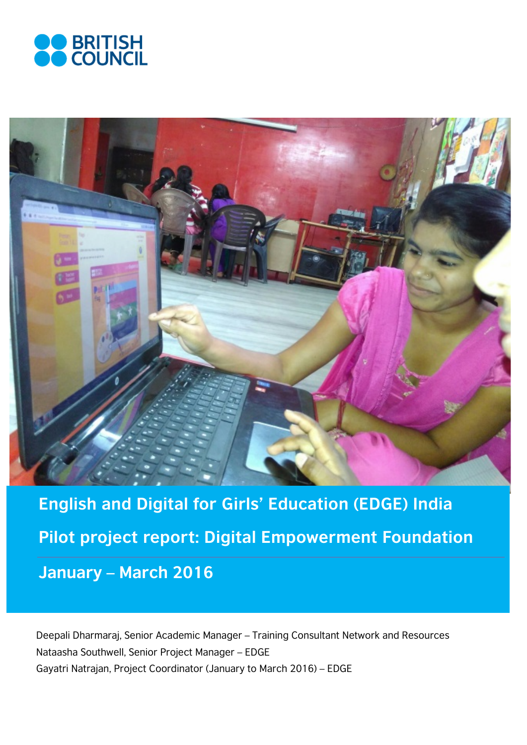BRITISH COUNCIL

# English and Digital for Girls' Education (EDGE) India

## Pilot project report: Digital Empowerment Foundation

## January – March 2016

Deepali Dharmaraj, Senior Academic Manager – Training Consultant Network and Resources

Nataasha Southwell, Senior Project Manager – EDGE

Gayatri Natrajan, Project Coordinator (January to March 2016) – EDGE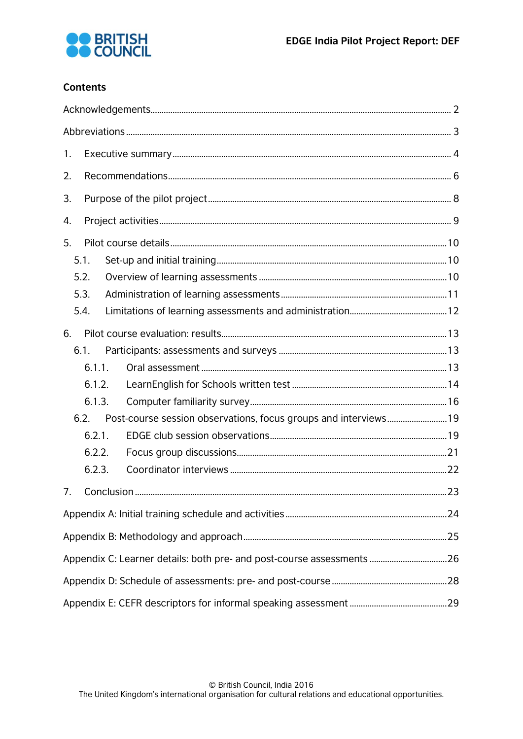## Contents

Acknowledgements ..... 2

Abbreviations ..... 3

1. Executive summary ..... 4
2. Recommendations ..... 6
3. Purpose of the pilot project ..... 8
4. Project activities ..... 9
5. Pilot course details ..... 10
   - 5.1. Set-up and initial training ..... 10
   - 5.2. Overview of learning assessments ..... 10
   - 5.3. Administration of learning assessments ..... 11
   - 5.4. Limitations of learning assessments and administration ..... 12
6. Pilot course evaluation: results ..... 13
   - 6.1. Participants: assessments and surveys ..... 13
     - 6.1.1. Oral assessment ..... 13
     - 6.1.2. LearnEnglish for Schools written test ..... 14
     - 6.1.3. Computer familiarity survey ..... 16
   - 6.2. Post-course session observations, focus groups and interviews ..... 19
     - 6.2.1. EDGE club session observations ..... 19
     - 6.2.2. Focus group discussions ..... 21
     - 6.2.3. Coordinator interviews ..... 22
7. Conclusion ..... 23

Appendix A: Initial training schedule and activities ..... 24

Appendix B: Methodology and approach ..... 25

Appendix C: Learner details: both pre- and post-course assessments ..... 26

Appendix D: Schedule of assessments: pre- and post-course ..... 28

Appendix E: CEFR descriptors for informal speaking assessment ..... 29

© British Council, India 2016
The United Kingdom's international organisation for cultural relations and educational opportunities.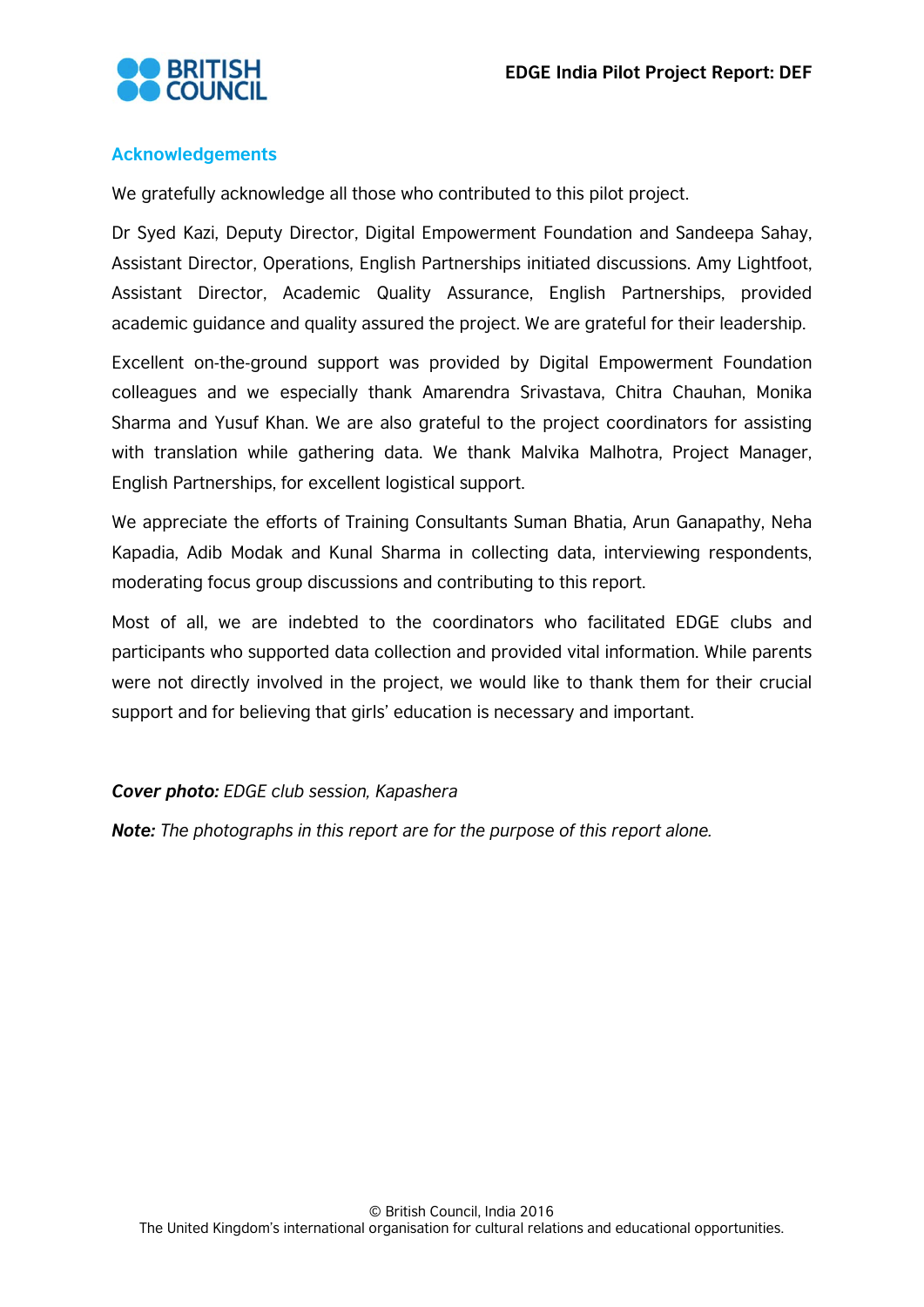## Acknowledgements

We gratefully acknowledge all those who contributed to this pilot project.

Dr Syed Kazi, Deputy Director, Digital Empowerment Foundation and Sandeepa Sahay, Assistant Director, Operations, English Partnerships initiated discussions. Amy Lightfoot, Assistant Director, Academic Quality Assurance, English Partnerships, provided academic guidance and quality assured the project. We are grateful for their leadership.

Excellent on-the-ground support was provided by Digital Empowerment Foundation colleagues and we especially thank Amarendra Srivastava, Chitra Chauhan, Monika Sharma and Yusuf Khan. We are also grateful to the project coordinators for assisting with translation while gathering data. We thank Malvika Malhotra, Project Manager, English Partnerships, for excellent logistical support.

We appreciate the efforts of Training Consultants Suman Bhatia, Arun Ganapathy, Neha Kapadia, Adib Modak and Kunal Sharma in collecting data, interviewing respondents, moderating focus group discussions and contributing to this report.

Most of all, we are indebted to the coordinators who facilitated EDGE clubs and participants who supported data collection and provided vital information. While parents were not directly involved in the project, we would like to thank them for their crucial support and for believing that girls' education is necessary and important.

***Cover photo:*** *EDGE club session, Kapashera*

***Note:*** *The photographs in this report are for the purpose of this report alone.*

© British Council, India 2016
The United Kingdom's international organisation for cultural relations and educational opportunities.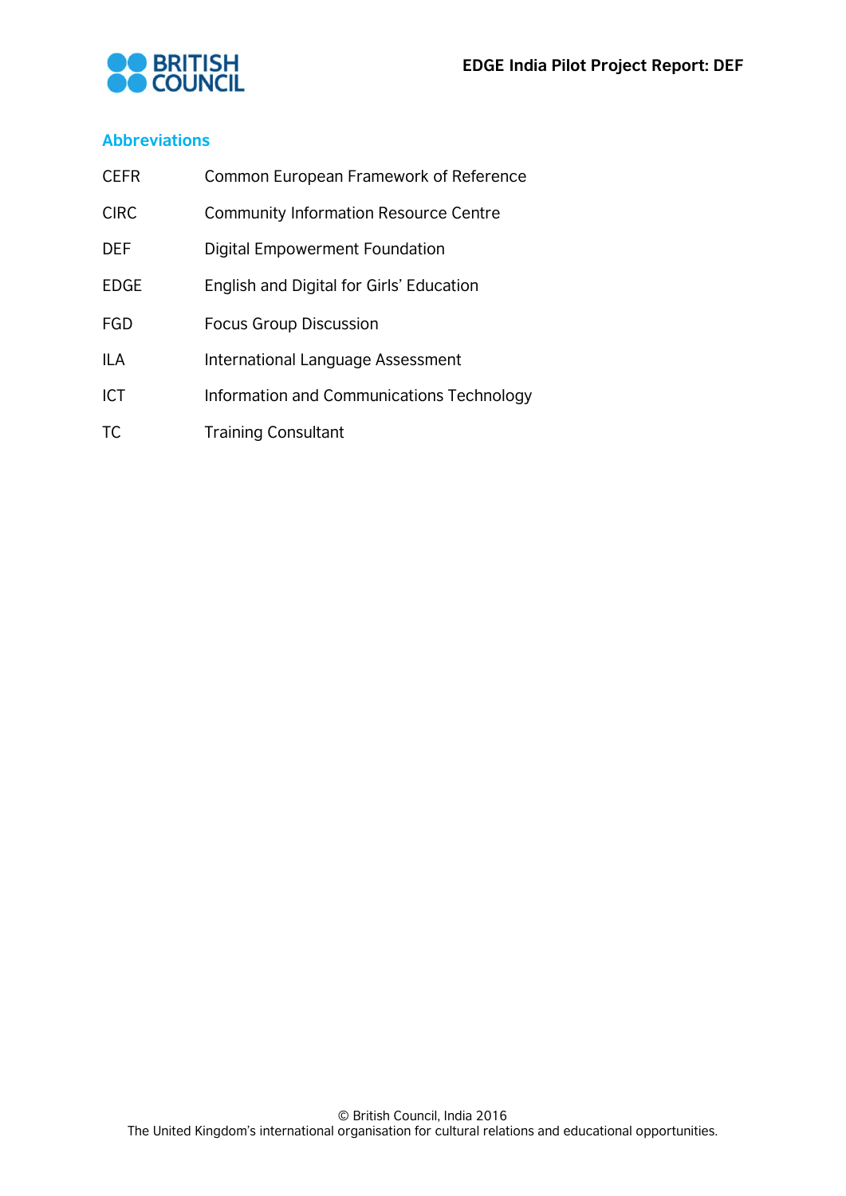## Abbreviations

| | |
|---|---|
| CEFR | Common European Framework of Reference |
| CIRC | Community Information Resource Centre |
| DEF | Digital Empowerment Foundation |
| EDGE | English and Digital for Girls' Education |
| FGD | Focus Group Discussion |
| ILA | International Language Assessment |
| ICT | Information and Communications Technology |
| TC | Training Consultant |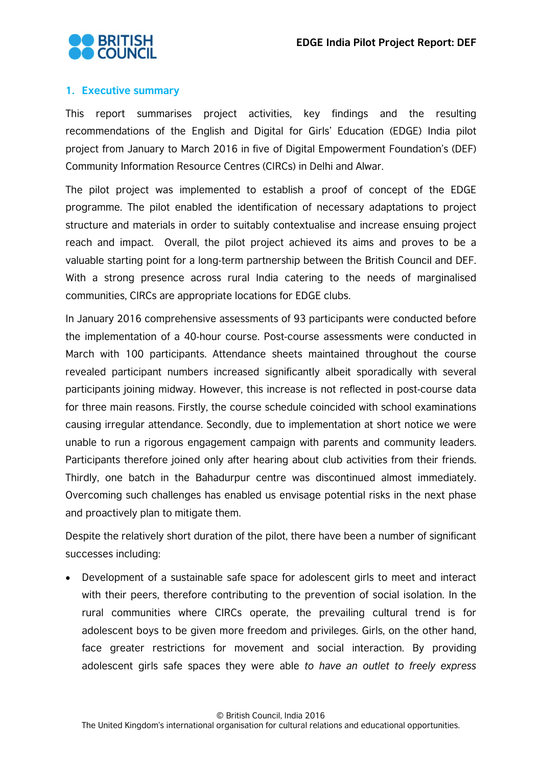## 1. Executive summary

This report summarises project activities, key findings and the resulting recommendations of the English and Digital for Girls' Education (EDGE) India pilot project from January to March 2016 in five of Digital Empowerment Foundation's (DEF) Community Information Resource Centres (CIRCs) in Delhi and Alwar.

The pilot project was implemented to establish a proof of concept of the EDGE programme. The pilot enabled the identification of necessary adaptations to project structure and materials in order to suitably contextualise and increase ensuing project reach and impact. Overall, the pilot project achieved its aims and proves to be a valuable starting point for a long-term partnership between the British Council and DEF. With a strong presence across rural India catering to the needs of marginalised communities, CIRCs are appropriate locations for EDGE clubs.

In January 2016 comprehensive assessments of 93 participants were conducted before the implementation of a 40-hour course. Post-course assessments were conducted in March with 100 participants. Attendance sheets maintained throughout the course revealed participant numbers increased significantly albeit sporadically with several participants joining midway. However, this increase is not reflected in post-course data for three main reasons. Firstly, the course schedule coincided with school examinations causing irregular attendance. Secondly, due to implementation at short notice we were unable to run a rigorous engagement campaign with parents and community leaders. Participants therefore joined only after hearing about club activities from their friends. Thirdly, one batch in the Bahadurpur centre was discontinued almost immediately. Overcoming such challenges has enabled us envisage potential risks in the next phase and proactively plan to mitigate them.

Despite the relatively short duration of the pilot, there have been a number of significant successes including:

- Development of a sustainable safe space for adolescent girls to meet and interact with their peers, therefore contributing to the prevention of social isolation. In the rural communities where CIRCs operate, the prevailing cultural trend is for adolescent boys to be given more freedom and privileges. Girls, on the other hand, face greater restrictions for movement and social interaction. By providing adolescent girls safe spaces they were able *to have an outlet to freely express*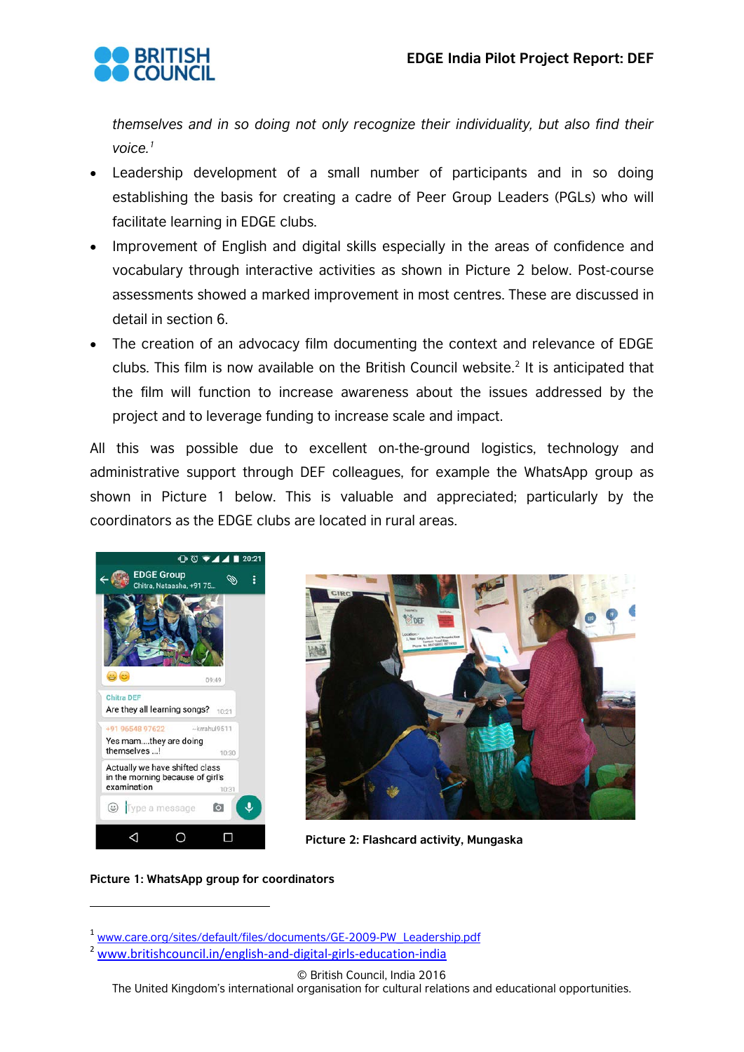themselves and in so doing not only recognize their individuality, but also find their voice.[1]

- Leadership development of a small number of participants and in so doing establishing the basis for creating a cadre of Peer Group Leaders (PGLs) who will facilitate learning in EDGE clubs.
- Improvement of English and digital skills especially in the areas of confidence and vocabulary through interactive activities as shown in Picture 2 below. Post-course assessments showed a marked improvement in most centres. These are discussed in detail in section 6.
- The creation of an advocacy film documenting the context and relevance of EDGE clubs. This film is now available on the British Council website.[2] It is anticipated that the film will function to increase awareness about the issues addressed by the project and to leverage funding to increase scale and impact.

All this was possible due to excellent on-the-ground logistics, technology and administrative support through DEF colleagues, for example the WhatsApp group as shown in Picture 1 below. This is valuable and appreciated; particularly by the coordinators as the EDGE clubs are located in rural areas.

**Picture 2: Flashcard activity, Mungaska**

**Picture 1: WhatsApp group for coordinators**

---

[1] www.care.org/sites/default/files/documents/GE-2009-PW_Leadership.pdf

[2] www.britishcouncil.in/english-and-digital-girls-education-india

© British Council, India 2016
The United Kingdom's international organisation for cultural relations and educational opportunities.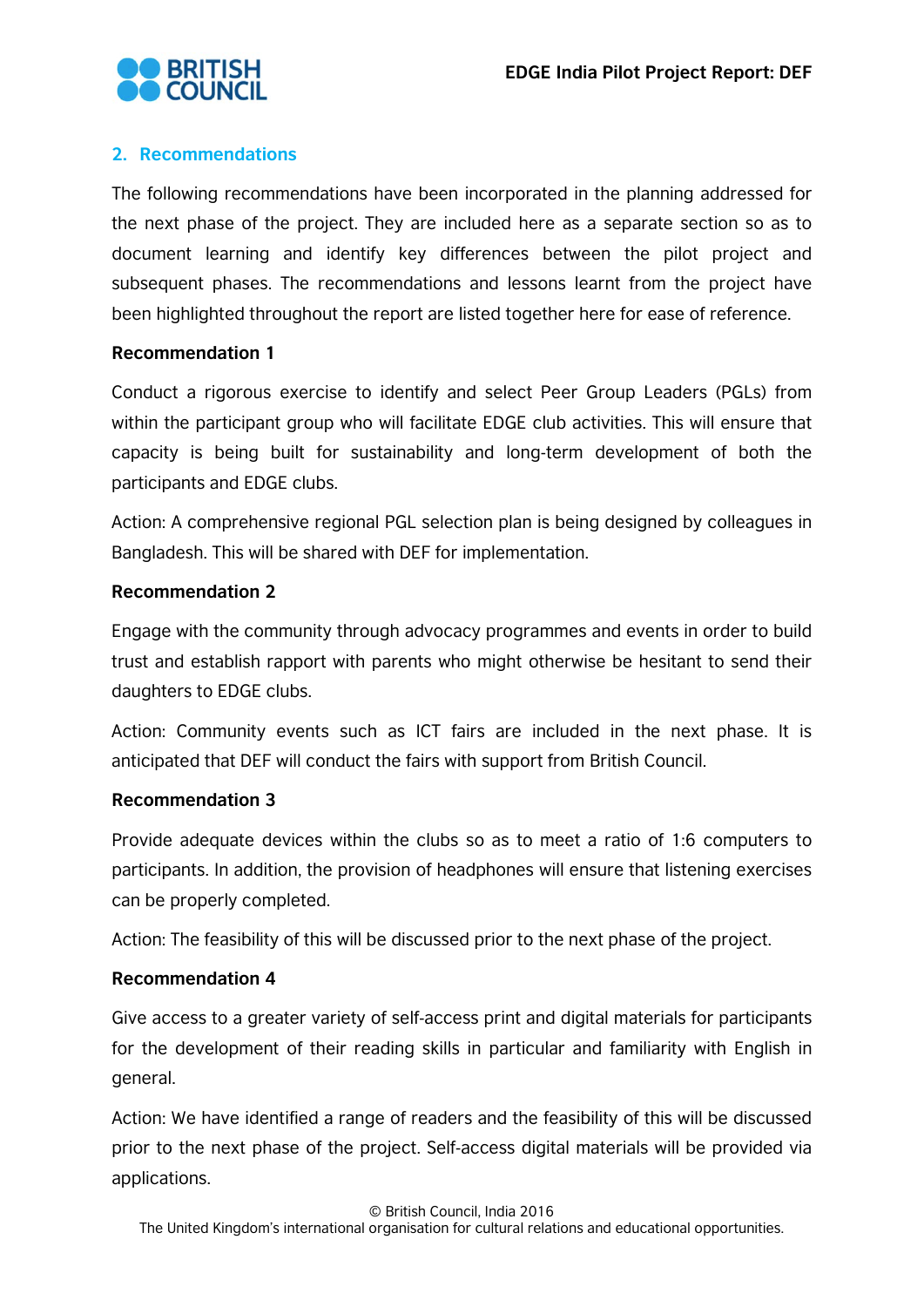## 2. Recommendations

The following recommendations have been incorporated in the planning addressed for the next phase of the project. They are included here as a separate section so as to document learning and identify key differences between the pilot project and subsequent phases. The recommendations and lessons learnt from the project have been highlighted throughout the report are listed together here for ease of reference.

**Recommendation 1**

Conduct a rigorous exercise to identify and select Peer Group Leaders (PGLs) from within the participant group who will facilitate EDGE club activities. This will ensure that capacity is being built for sustainability and long-term development of both the participants and EDGE clubs.

Action: A comprehensive regional PGL selection plan is being designed by colleagues in Bangladesh. This will be shared with DEF for implementation.

**Recommendation 2**

Engage with the community through advocacy programmes and events in order to build trust and establish rapport with parents who might otherwise be hesitant to send their daughters to EDGE clubs.

Action: Community events such as ICT fairs are included in the next phase. It is anticipated that DEF will conduct the fairs with support from British Council.

**Recommendation 3**

Provide adequate devices within the clubs so as to meet a ratio of 1:6 computers to participants. In addition, the provision of headphones will ensure that listening exercises can be properly completed.

Action: The feasibility of this will be discussed prior to the next phase of the project.

**Recommendation 4**

Give access to a greater variety of self-access print and digital materials for participants for the development of their reading skills in particular and familiarity with English in general.

Action: We have identified a range of readers and the feasibility of this will be discussed prior to the next phase of the project. Self-access digital materials will be provided via applications.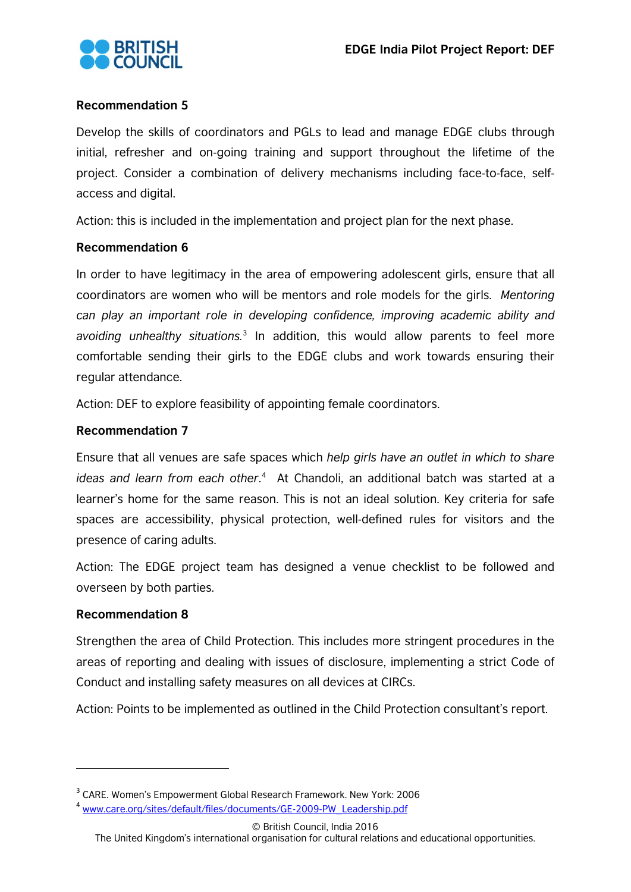**Recommendation 5**

Develop the skills of coordinators and PGLs to lead and manage EDGE clubs through initial, refresher and on-going training and support throughout the lifetime of the project. Consider a combination of delivery mechanisms including face-to-face, self-access and digital.

Action: this is included in the implementation and project plan for the next phase.

**Recommendation 6**

In order to have legitimacy in the area of empowering adolescent girls, ensure that all coordinators are women who will be mentors and role models for the girls. *Mentoring can play an important role in developing confidence, improving academic ability and avoiding unhealthy situations.*[3] In addition, this would allow parents to feel more comfortable sending their girls to the EDGE clubs and work towards ensuring their regular attendance.

Action: DEF to explore feasibility of appointing female coordinators.

**Recommendation 7**

Ensure that all venues are safe spaces which *help girls have an outlet in which to share ideas and learn from each other.*[4] At Chandoli, an additional batch was started at a learner's home for the same reason. This is not an ideal solution. Key criteria for safe spaces are accessibility, physical protection, well-defined rules for visitors and the presence of caring adults.

Action: The EDGE project team has designed a venue checklist to be followed and overseen by both parties.

**Recommendation 8**

Strengthen the area of Child Protection. This includes more stringent procedures in the areas of reporting and dealing with issues of disclosure, implementing a strict Code of Conduct and installing safety measures on all devices at CIRCs.

Action: Points to be implemented as outlined in the Child Protection consultant's report.

---

[3] CARE. Women's Empowerment Global Research Framework. New York: 2006

[4] www.care.org/sites/default/files/documents/GE-2009-PW_Leadership.pdf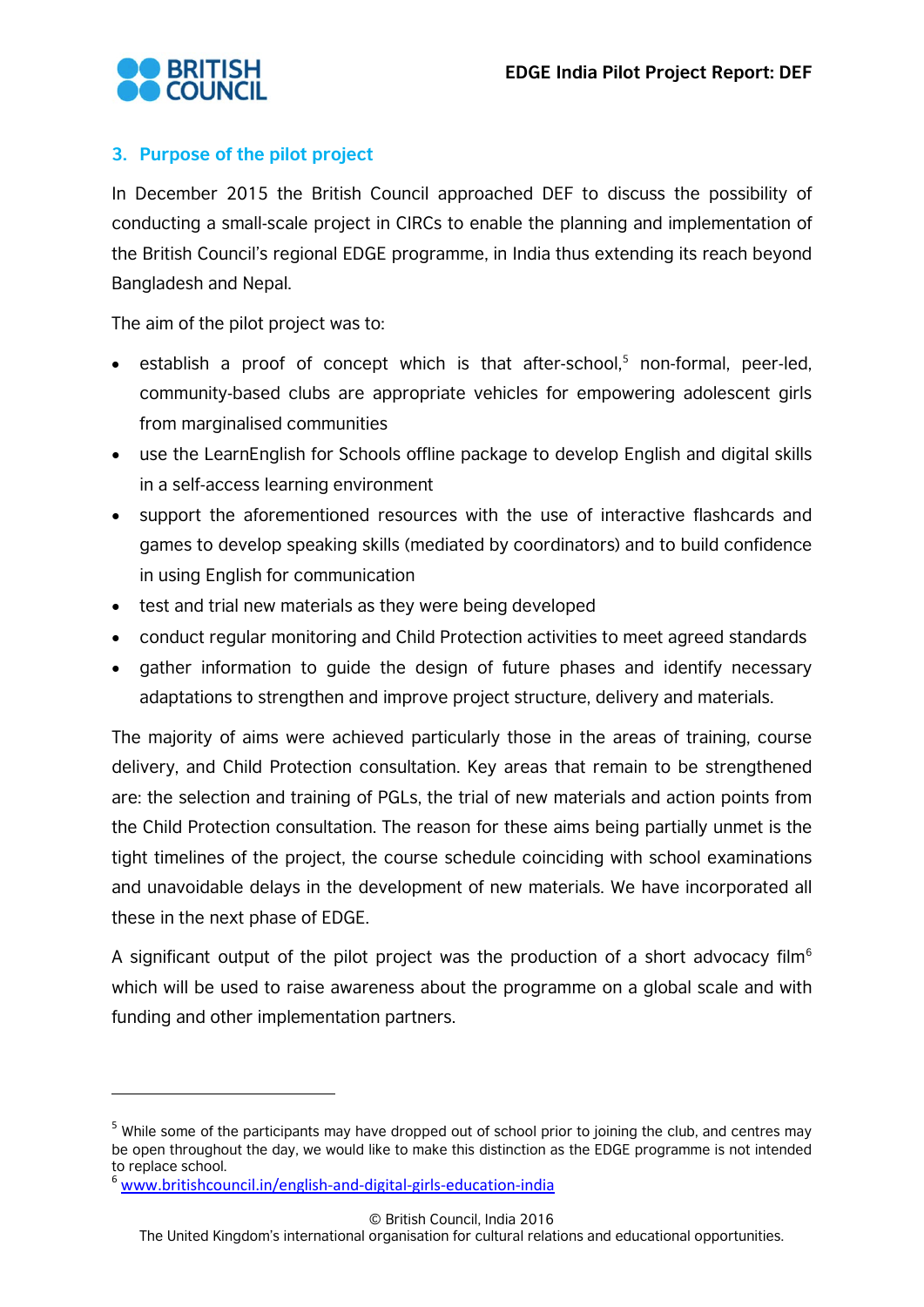## 3. Purpose of the pilot project

In December 2015 the British Council approached DEF to discuss the possibility of conducting a small-scale project in CIRCs to enable the planning and implementation of the British Council's regional EDGE programme, in India thus extending its reach beyond Bangladesh and Nepal.

The aim of the pilot project was to:

- establish a proof of concept which is that after-school,[5] non-formal, peer-led, community-based clubs are appropriate vehicles for empowering adolescent girls from marginalised communities
- use the LearnEnglish for Schools offline package to develop English and digital skills in a self-access learning environment
- support the aforementioned resources with the use of interactive flashcards and games to develop speaking skills (mediated by coordinators) and to build confidence in using English for communication
- test and trial new materials as they were being developed
- conduct regular monitoring and Child Protection activities to meet agreed standards
- gather information to guide the design of future phases and identify necessary adaptations to strengthen and improve project structure, delivery and materials.

The majority of aims were achieved particularly those in the areas of training, course delivery, and Child Protection consultation. Key areas that remain to be strengthened are: the selection and training of PGLs, the trial of new materials and action points from the Child Protection consultation. The reason for these aims being partially unmet is the tight timelines of the project, the course schedule coinciding with school examinations and unavoidable delays in the development of new materials. We have incorporated all these in the next phase of EDGE.

A significant output of the pilot project was the production of a short advocacy film[6] which will be used to raise awareness about the programme on a global scale and with funding and other implementation partners.

---

[5] While some of the participants may have dropped out of school prior to joining the club, and centres may be open throughout the day, we would like to make this distinction as the EDGE programme is not intended to replace school.

[6] www.britishcouncil.in/english-and-digital-girls-education-india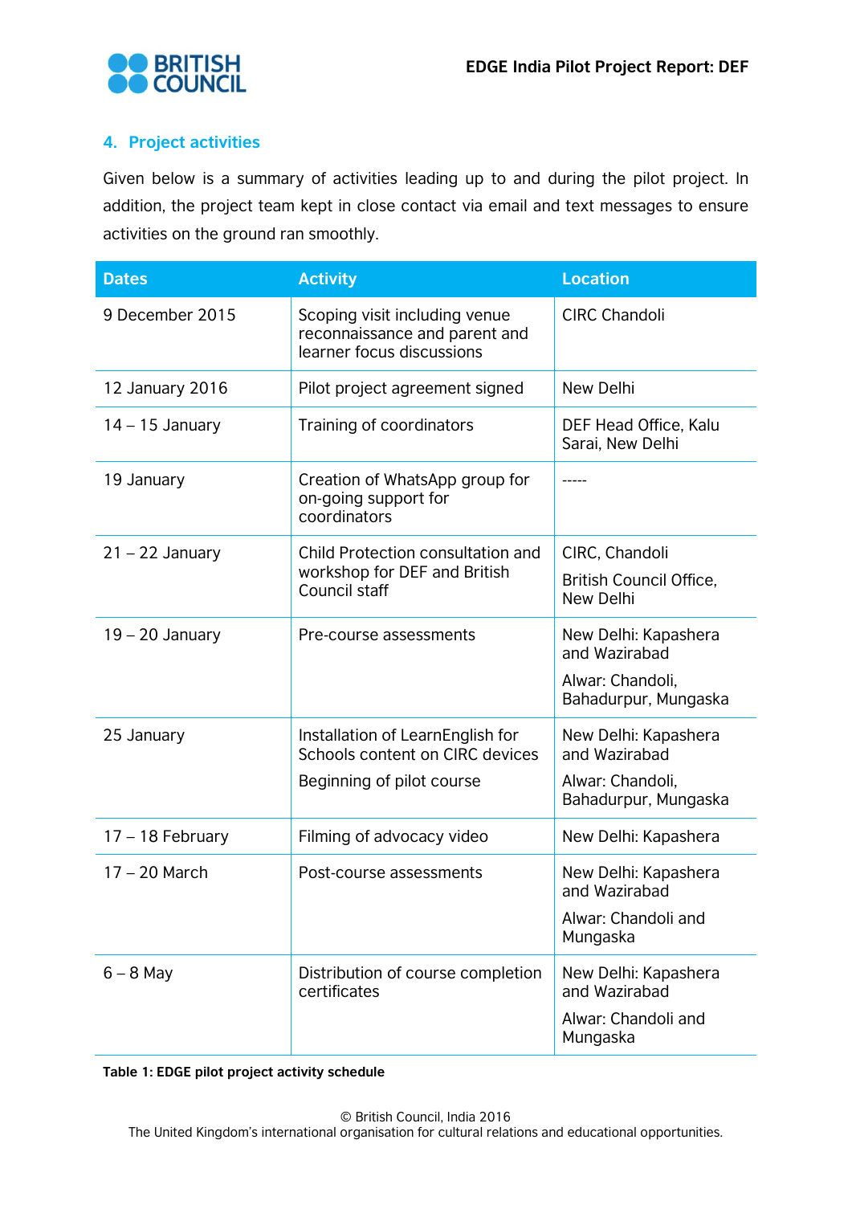## 4. Project activities

Given below is a summary of activities leading up to and during the pilot project. In addition, the project team kept in close contact via email and text messages to ensure activities on the ground ran smoothly.

| Dates | Activity | Location |
|---|---|---|
| 9 December 2015 | Scoping visit including venue reconnaissance and parent and learner focus discussions | CIRC Chandoli |
| 12 January 2016 | Pilot project agreement signed | New Delhi |
| 14 – 15 January | Training of coordinators | DEF Head Office, Kalu Sarai, New Delhi |
| 19 January | Creation of WhatsApp group for on-going support for coordinators | ----- |
| 21 – 22 January | Child Protection consultation and workshop for DEF and British Council staff | CIRC, Chandoli<br>British Council Office, New Delhi |
| 19 – 20 January | Pre-course assessments | New Delhi: Kapashera and Wazirabad<br>Alwar: Chandoli, Bahadurpur, Mungaska |
| 25 January | Installation of LearnEnglish for Schools content on CIRC devices<br>Beginning of pilot course | New Delhi: Kapashera and Wazirabad<br>Alwar: Chandoli, Bahadurpur, Mungaska |
| 17 – 18 February | Filming of advocacy video | New Delhi: Kapashera |
| 17 – 20 March | Post-course assessments | New Delhi: Kapashera and Wazirabad<br>Alwar: Chandoli and Mungaska |
| 6 – 8 May | Distribution of course completion certificates | New Delhi: Kapashera and Wazirabad<br>Alwar: Chandoli and Mungaska |

**Table 1: EDGE pilot project activity schedule**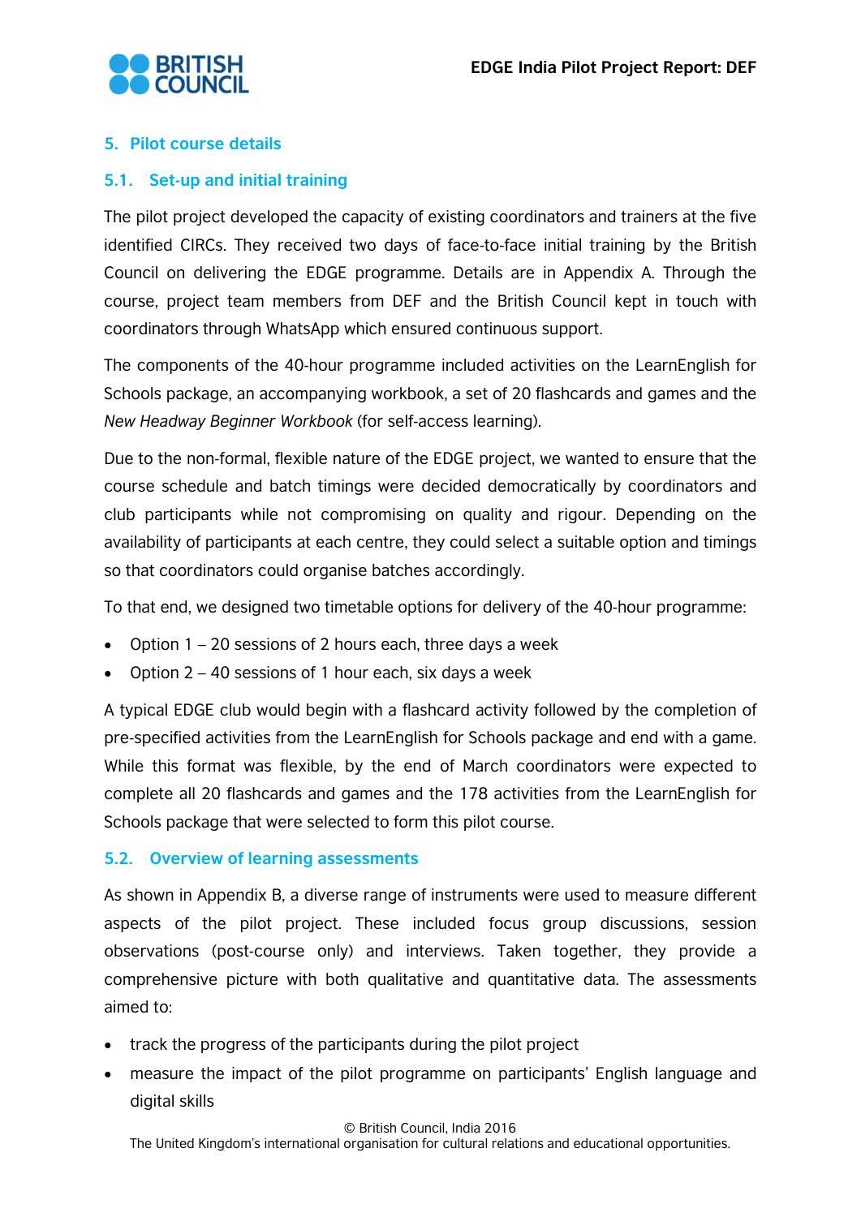## 5. Pilot course details

### 5.1. Set-up and initial training

The pilot project developed the capacity of existing coordinators and trainers at the five identified CIRCs. They received two days of face-to-face initial training by the British Council on delivering the EDGE programme. Details are in Appendix A. Through the course, project team members from DEF and the British Council kept in touch with coordinators through WhatsApp which ensured continuous support.

The components of the 40-hour programme included activities on the LearnEnglish for Schools package, an accompanying workbook, a set of 20 flashcards and games and the *New Headway Beginner Workbook* (for self-access learning).

Due to the non-formal, flexible nature of the EDGE project, we wanted to ensure that the course schedule and batch timings were decided democratically by coordinators and club participants while not compromising on quality and rigour. Depending on the availability of participants at each centre, they could select a suitable option and timings so that coordinators could organise batches accordingly.

To that end, we designed two timetable options for delivery of the 40-hour programme:

- Option 1 – 20 sessions of 2 hours each, three days a week
- Option 2 – 40 sessions of 1 hour each, six days a week

A typical EDGE club would begin with a flashcard activity followed by the completion of pre-specified activities from the LearnEnglish for Schools package and end with a game. While this format was flexible, by the end of March coordinators were expected to complete all 20 flashcards and games and the 178 activities from the LearnEnglish for Schools package that were selected to form this pilot course.

### 5.2. Overview of learning assessments

As shown in Appendix B, a diverse range of instruments were used to measure different aspects of the pilot project. These included focus group discussions, session observations (post-course only) and interviews. Taken together, they provide a comprehensive picture with both qualitative and quantitative data. The assessments aimed to:

- track the progress of the participants during the pilot project
- measure the impact of the pilot programme on participants' English language and digital skills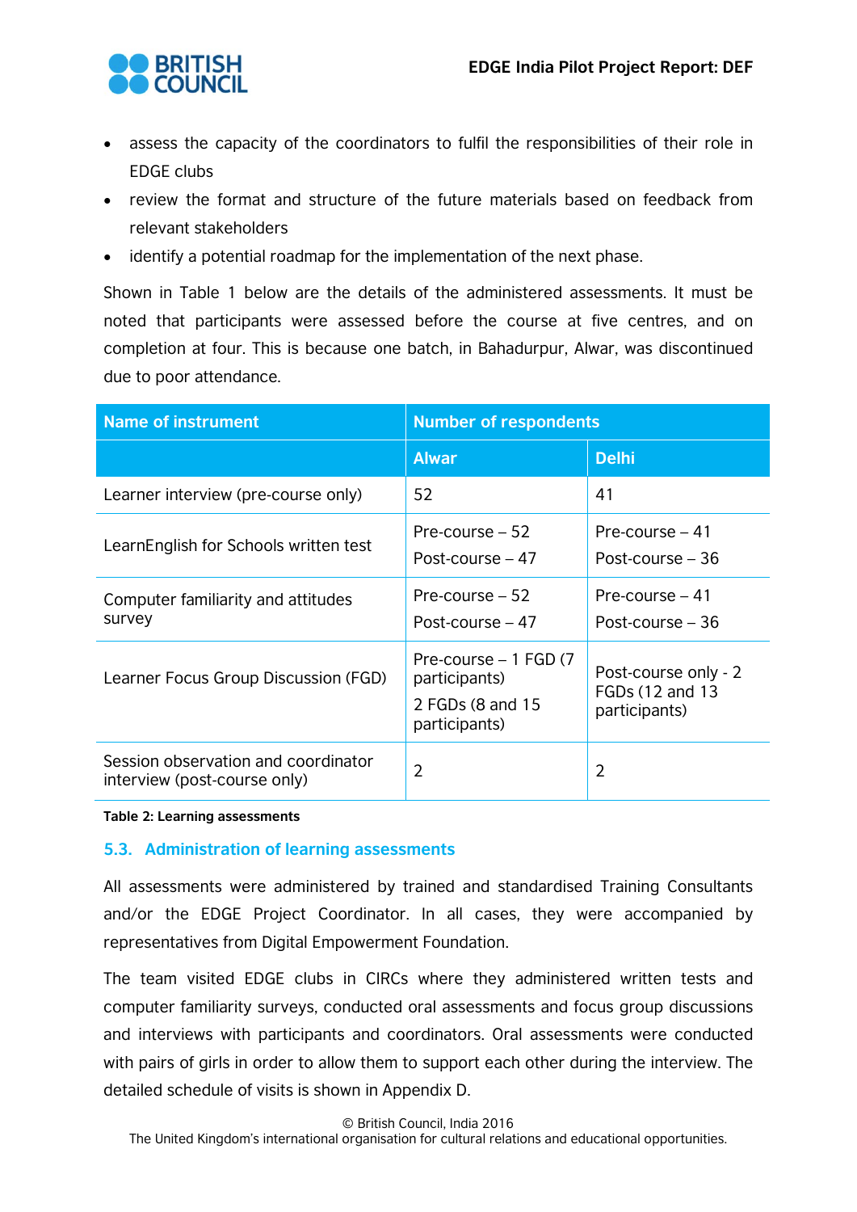- assess the capacity of the coordinators to fulfil the responsibilities of their role in EDGE clubs
- review the format and structure of the future materials based on feedback from relevant stakeholders
- identify a potential roadmap for the implementation of the next phase.

Shown in Table 1 below are the details of the administered assessments. It must be noted that participants were assessed before the course at five centres, and on completion at four. This is because one batch, in Bahadurpur, Alwar, was discontinued due to poor attendance.

| Name of instrument | Number of respondents | |
|---|---|---|
| | **Alwar** | **Delhi** |
| Learner interview (pre-course only) | 52 | 41 |
| LearnEnglish for Schools written test | Pre-course – 52<br>Post-course – 47 | Pre-course – 41<br>Post-course – 36 |
| Computer familiarity and attitudes survey | Pre-course – 52<br>Post-course – 47 | Pre-course – 41<br>Post-course – 36 |
| Learner Focus Group Discussion (FGD) | Pre-course – 1 FGD (7 participants)<br>2 FGDs (8 and 15 participants) | Post-course only - 2 FGDs (12 and 13 participants) |
| Session observation and coordinator interview (post-course only) | 2 | 2 |

**Table 2: Learning assessments**

## 5.3. Administration of learning assessments

All assessments were administered by trained and standardised Training Consultants and/or the EDGE Project Coordinator. In all cases, they were accompanied by representatives from Digital Empowerment Foundation.

The team visited EDGE clubs in CIRCs where they administered written tests and computer familiarity surveys, conducted oral assessments and focus group discussions and interviews with participants and coordinators. Oral assessments were conducted with pairs of girls in order to allow them to support each other during the interview. The detailed schedule of visits is shown in Appendix D.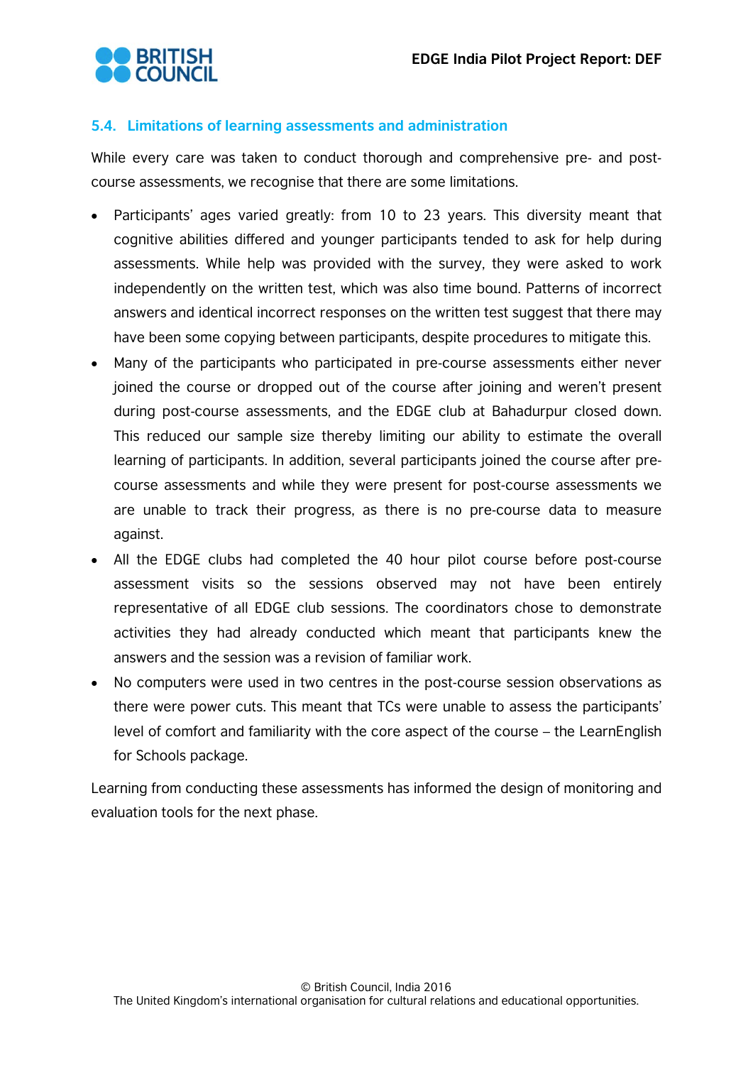## 5.4. Limitations of learning assessments and administration

While every care was taken to conduct thorough and comprehensive pre- and post-course assessments, we recognise that there are some limitations.

- Participants' ages varied greatly: from 10 to 23 years. This diversity meant that cognitive abilities differed and younger participants tended to ask for help during assessments. While help was provided with the survey, they were asked to work independently on the written test, which was also time bound. Patterns of incorrect answers and identical incorrect responses on the written test suggest that there may have been some copying between participants, despite procedures to mitigate this.
- Many of the participants who participated in pre-course assessments either never joined the course or dropped out of the course after joining and weren't present during post-course assessments, and the EDGE club at Bahadurpur closed down. This reduced our sample size thereby limiting our ability to estimate the overall learning of participants. In addition, several participants joined the course after pre-course assessments and while they were present for post-course assessments we are unable to track their progress, as there is no pre-course data to measure against.
- All the EDGE clubs had completed the 40 hour pilot course before post-course assessment visits so the sessions observed may not have been entirely representative of all EDGE club sessions. The coordinators chose to demonstrate activities they had already conducted which meant that participants knew the answers and the session was a revision of familiar work.
- No computers were used in two centres in the post-course session observations as there were power cuts. This meant that TCs were unable to assess the participants' level of comfort and familiarity with the core aspect of the course – the LearnEnglish for Schools package.

Learning from conducting these assessments has informed the design of monitoring and evaluation tools for the next phase.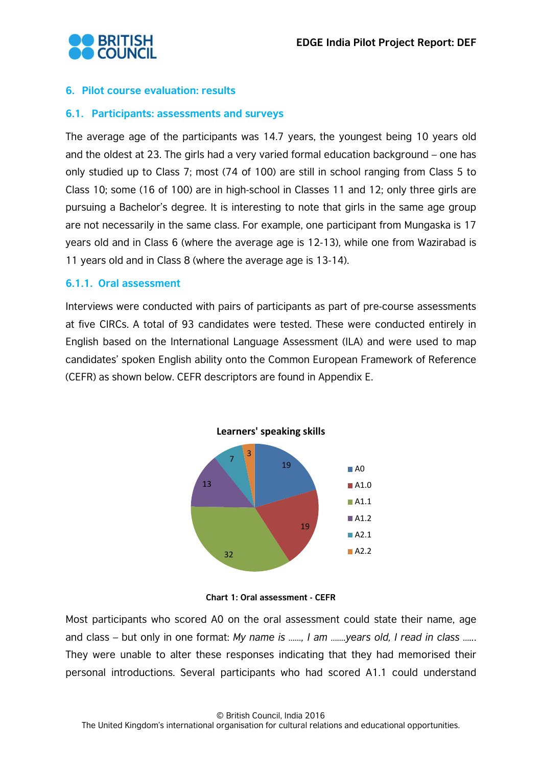## 6. Pilot course evaluation: results

### 6.1. Participants: assessments and surveys

The average age of the participants was 14.7 years, the youngest being 10 years old and the oldest at 23. The girls had a very varied formal education background – one has only studied up to Class 7; most (74 of 100) are still in school ranging from Class 5 to Class 10; some (16 of 100) are in high-school in Classes 11 and 12; only three girls are pursuing a Bachelor's degree. It is interesting to note that girls in the same age group are not necessarily in the same class. For example, one participant from Mungaska is 17 years old and in Class 6 (where the average age is 12-13), while one from Wazirabad is 11 years old and in Class 8 (where the average age is 13-14).

#### 6.1.1. Oral assessment

Interviews were conducted with pairs of participants as part of pre-course assessments at five CIRCs. A total of 93 candidates were tested. These were conducted entirely in English based on the International Language Assessment (ILA) and were used to map candidates' spoken English ability onto the Common European Framework of Reference (CEFR) as shown below. CEFR descriptors are found in Appendix E.

**Learners' speaking skills**

| Level | Number |
|---|---|
| A0 | 19 |
| A1.0 | 19 |
| A1.1 | 32 |
| A1.2 | 13 |
| A2.1 | 7 |
| A2.2 | 3 |

**Chart 1: Oral assessment - CEFR**

Most participants who scored A0 on the oral assessment could state their name, age and class – but only in one format: *My name is ……, I am …….years old, I read in class ……*. They were unable to alter these responses indicating that they had memorised their personal introductions. Several participants who had scored A1.1 could understand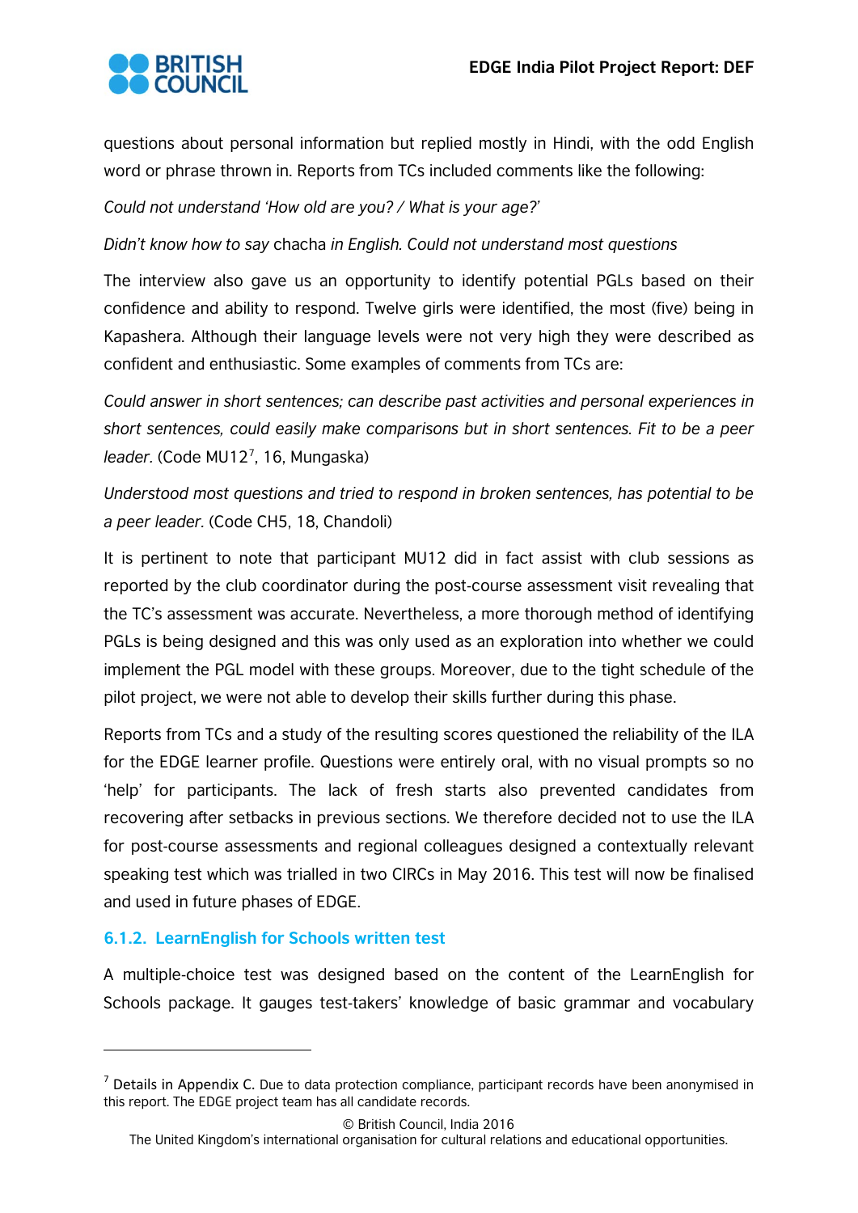questions about personal information but replied mostly in Hindi, with the odd English word or phrase thrown in. Reports from TCs included comments like the following:

*Could not understand 'How old are you? / What is your age?'*

*Didn't know how to say* chacha *in English. Could not understand most questions*

The interview also gave us an opportunity to identify potential PGLs based on their confidence and ability to respond. Twelve girls were identified, the most (five) being in Kapashera. Although their language levels were not very high they were described as confident and enthusiastic. Some examples of comments from TCs are:

*Could answer in short sentences; can describe past activities and personal experiences in short sentences, could easily make comparisons but in short sentences. Fit to be a peer leader.* (Code MU12[7], 16, Mungaska)

*Understood most questions and tried to respond in broken sentences, has potential to be a peer leader.* (Code CH5, 18, Chandoli)

It is pertinent to note that participant MU12 did in fact assist with club sessions as reported by the club coordinator during the post-course assessment visit revealing that the TC's assessment was accurate. Nevertheless, a more thorough method of identifying PGLs is being designed and this was only used as an exploration into whether we could implement the PGL model with these groups. Moreover, due to the tight schedule of the pilot project, we were not able to develop their skills further during this phase.

Reports from TCs and a study of the resulting scores questioned the reliability of the ILA for the EDGE learner profile. Questions were entirely oral, with no visual prompts so no 'help' for participants. The lack of fresh starts also prevented candidates from recovering after setbacks in previous sections. We therefore decided not to use the ILA for post-course assessments and regional colleagues designed a contextually relevant speaking test which was trialled in two CIRCs in May 2016. This test will now be finalised and used in future phases of EDGE.

### 6.1.2. LearnEnglish for Schools written test

A multiple-choice test was designed based on the content of the LearnEnglish for Schools package. It gauges test-takers' knowledge of basic grammar and vocabulary

---

[7] Details in Appendix C. Due to data protection compliance, participant records have been anonymised in this report. The EDGE project team has all candidate records.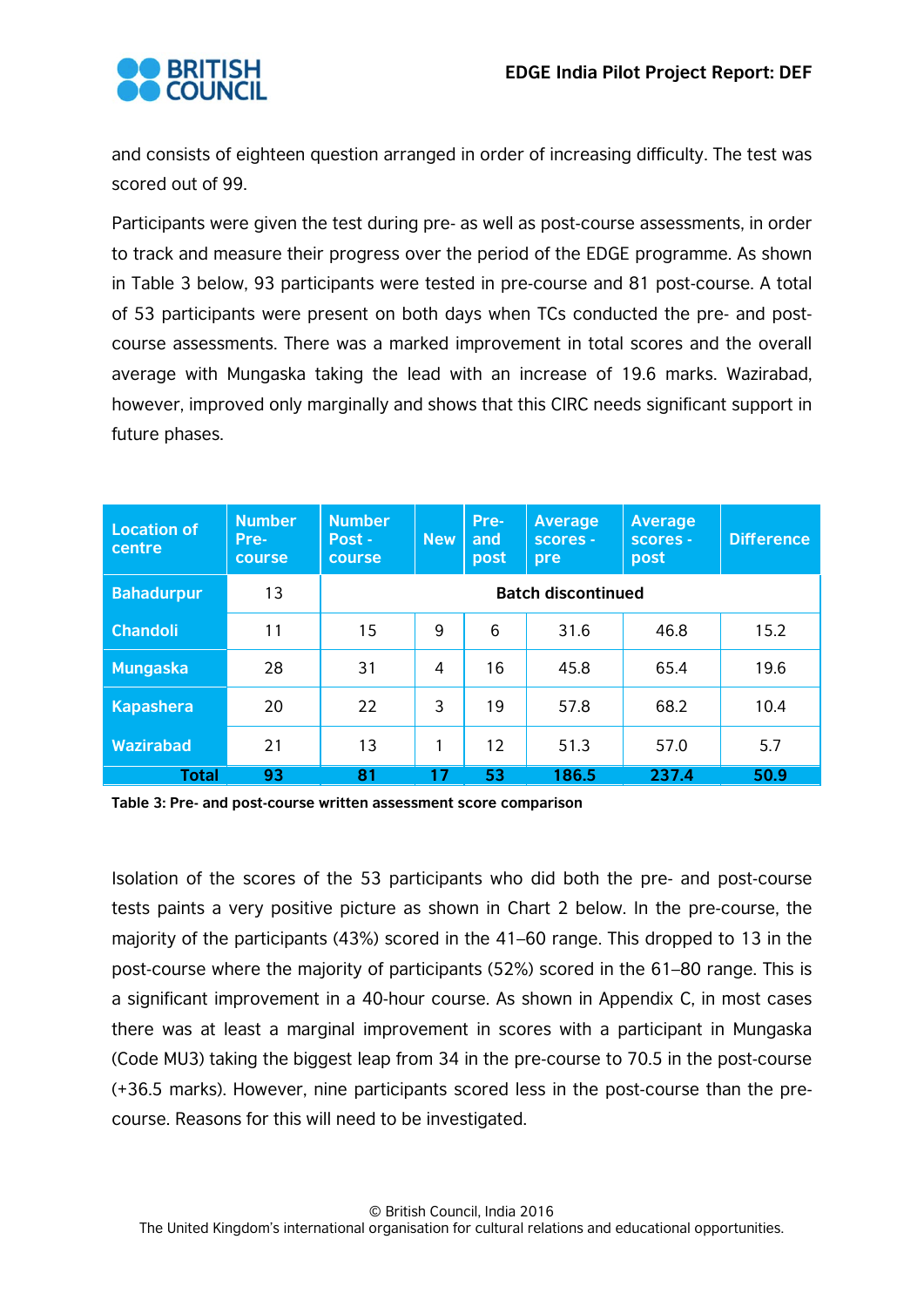and consists of eighteen question arranged in order of increasing difficulty. The test was scored out of 99.

Participants were given the test during pre- as well as post-course assessments, in order to track and measure their progress over the period of the EDGE programme. As shown in Table 3 below, 93 participants were tested in pre-course and 81 post-course. A total of 53 participants were present on both days when TCs conducted the pre- and post-course assessments. There was a marked improvement in total scores and the overall average with Mungaska taking the lead with an increase of 19.6 marks. Wazirabad, however, improved only marginally and shows that this CIRC needs significant support in future phases.

| Location of centre | Number Pre-course | Number Post - course | New | Pre- and post | Average scores - pre | Average scores - post | Difference |
|---|---|---|---|---|---|---|---|
| Bahadurpur | 13 | Batch discontinued | | | | | |
| Chandoli | 11 | 15 | 9 | 6 | 31.6 | 46.8 | 15.2 |
| Mungaska | 28 | 31 | 4 | 16 | 45.8 | 65.4 | 19.6 |
| Kapashera | 20 | 22 | 3 | 19 | 57.8 | 68.2 | 10.4 |
| Wazirabad | 21 | 13 | 1 | 12 | 51.3 | 57.0 | 5.7 |
| **Total** | **93** | **81** | **17** | **53** | **186.5** | **237.4** | **50.9** |

**Table 3: Pre- and post-course written assessment score comparison**

Isolation of the scores of the 53 participants who did both the pre- and post-course tests paints a very positive picture as shown in Chart 2 below. In the pre-course, the majority of the participants (43%) scored in the 41–60 range. This dropped to 13 in the post-course where the majority of participants (52%) scored in the 61–80 range. This is a significant improvement in a 40-hour course. As shown in Appendix C, in most cases there was at least a marginal improvement in scores with a participant in Mungaska (Code MU3) taking the biggest leap from 34 in the pre-course to 70.5 in the post-course (+36.5 marks). However, nine participants scored less in the post-course than the pre-course. Reasons for this will need to be investigated.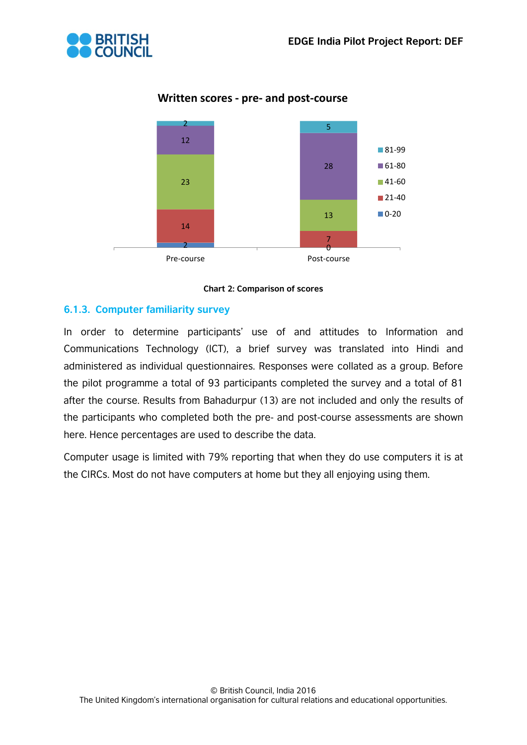**Written scores - pre- and post-course**

| Score range | Pre-course | Post-course |
|---|---|---|
| 81-99 | 2 | 5 |
| 61-80 | 12 | 28 |
| 41-60 | 23 | 13 |
| 21-40 | 14 | 7 |
| 0-20 | 2 | 0 |

**Chart 2: Comparison of scores**

### 6.1.3. Computer familiarity survey

In order to determine participants' use of and attitudes to Information and Communications Technology (ICT), a brief survey was translated into Hindi and administered as individual questionnaires. Responses were collated as a group. Before the pilot programme a total of 93 participants completed the survey and a total of 81 after the course. Results from Bahadurpur (13) are not included and only the results of the participants who completed both the pre- and post-course assessments are shown here. Hence percentages are used to describe the data.

Computer usage is limited with 79% reporting that when they do use computers it is at the CIRCs. Most do not have computers at home but they all enjoying using them.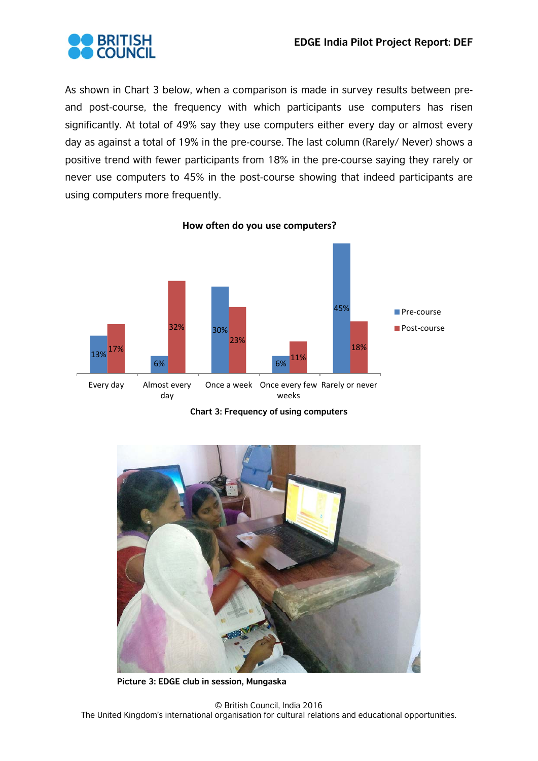As shown in Chart 3 below, when a comparison is made in survey results between pre- and post-course, the frequency with which participants use computers has risen significantly. At total of 49% say they use computers either every day or almost every day as against a total of 19% in the pre-course. The last column (Rarely/ Never) shows a positive trend with fewer participants from 18% in the pre-course saying they rarely or never use computers to 45% in the post-course showing that indeed participants are using computers more frequently.

**How often do you use computers?**

| | Pre-course | Post-course |
|---|---|---|
| Every day | 13% | 17% |
| Almost every day | 6% | 32% |
| Once a week | 30% | 23% |
| Once every few weeks | 6% | 11% |
| Rarely or never | 45% | 18% |

**Chart 3: Frequency of using computers**

**Picture 3: EDGE club in session, Mungaska**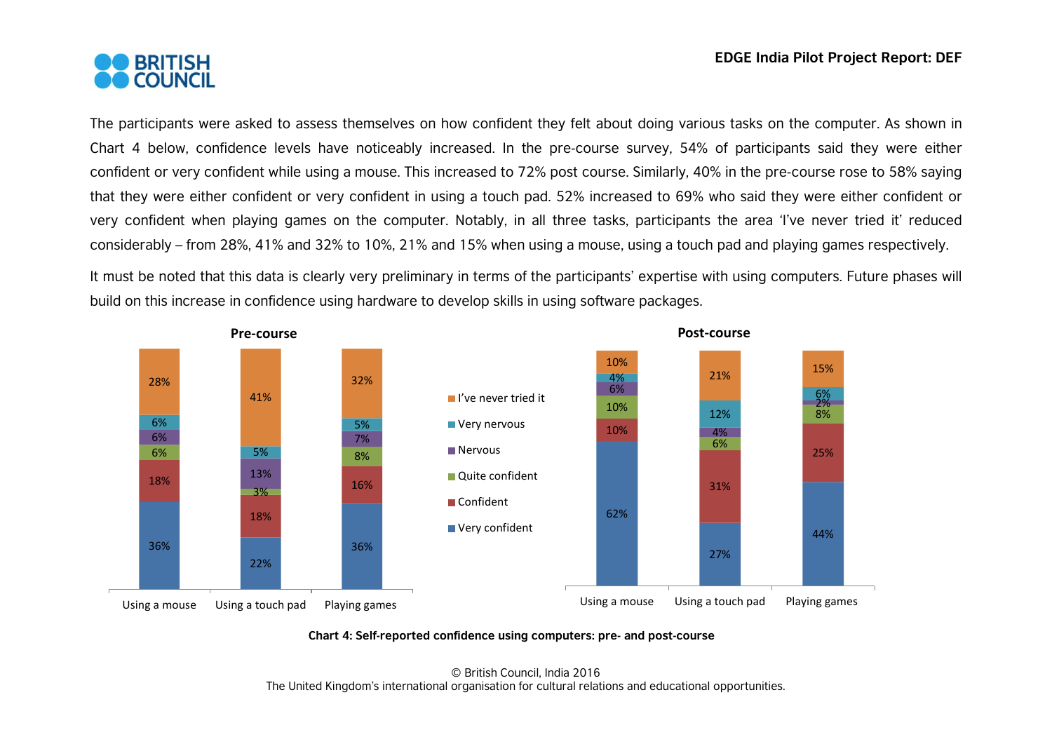The participants were asked to assess themselves on how confident they felt about doing various tasks on the computer. As shown in Chart 4 below, confidence levels have noticeably increased. In the pre-course survey, 54% of participants said they were either confident or very confident while using a mouse. This increased to 72% post course. Similarly, 40% in the pre-course rose to 58% saying that they were either confident or very confident in using a touch pad. 52% increased to 69% who said they were either confident or very confident when playing games on the computer. Notably, in all three tasks, participants the area 'I've never tried it' reduced considerably – from 28%, 41% and 32% to 10%, 21% and 15% when using a mouse, using a touch pad and playing games respectively.

It must be noted that this data is clearly very preliminary in terms of the participants' expertise with using computers. Future phases will build on this increase in confidence using hardware to develop skills in using software packages.

**Pre-course**

| | Using a mouse | Using a touch pad | Playing games |
|---|---|---|---|
| I've never tried it | 28% | 41% | 32% |
| Very nervous | 6% | 5% | 5% |
| Nervous | 6% | 13% | 7% |
| Quite confident | 6% | 3% | 8% |
| Confident | 18% | 18% | 16% |
| Very confident | 36% | 22% | 36% |

**Post-course**

| | Using a mouse | Using a touch pad | Playing games |
|---|---|---|---|
| I've never tried it | 10% | 21% | 15% |
| Very nervous | 4% | 12% | 6% |
| Nervous | 6% | 4% | 2% |
| Quite confident | 10% | 6% | 8% |
| Confident | 10% | 31% | 25% |
| Very confident | 62% | 27% | 44% |

**Chart 4: Self-reported confidence using computers: pre- and post-course**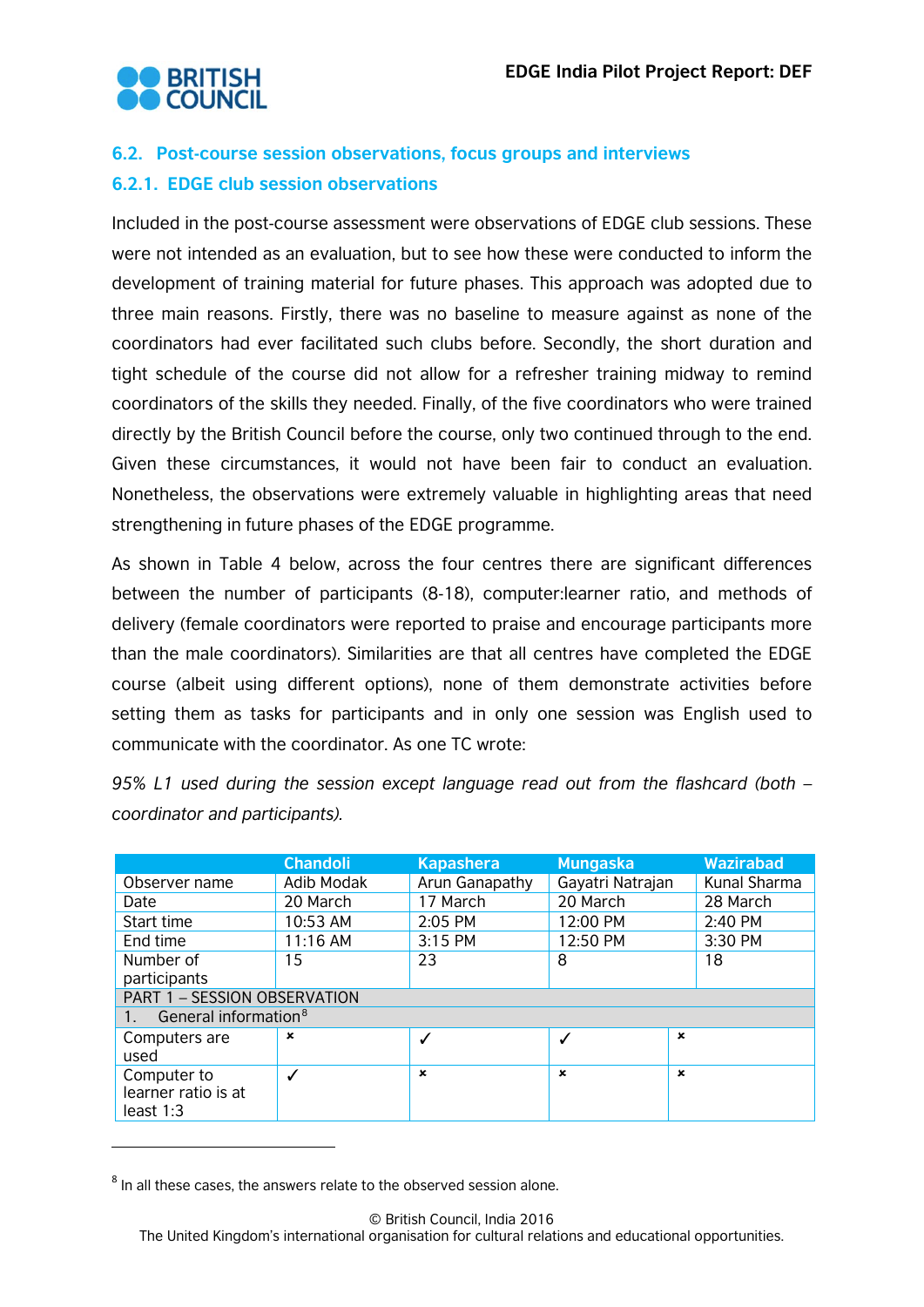### 6.2. Post-course session observations, focus groups and interviews

#### 6.2.1. EDGE club session observations

Included in the post-course assessment were observations of EDGE club sessions. These were not intended as an evaluation, but to see how these were conducted to inform the development of training material for future phases. This approach was adopted due to three main reasons. Firstly, there was no baseline to measure against as none of the coordinators had ever facilitated such clubs before. Secondly, the short duration and tight schedule of the course did not allow for a refresher training midway to remind coordinators of the skills they needed. Finally, of the five coordinators who were trained directly by the British Council before the course, only two continued through to the end. Given these circumstances, it would not have been fair to conduct an evaluation. Nonetheless, the observations were extremely valuable in highlighting areas that need strengthening in future phases of the EDGE programme.

As shown in Table 4 below, across the four centres there are significant differences between the number of participants (8-18), computer:learner ratio, and methods of delivery (female coordinators were reported to praise and encourage participants more than the male coordinators). Similarities are that all centres have completed the EDGE course (albeit using different options), none of them demonstrate activities before setting them as tasks for participants and in only one session was English used to communicate with the coordinator. As one TC wrote:

*95% L1 used during the session except language read out from the flashcard (both – coordinator and participants).*

| | Chandoli | Kapashera | Mungaska | Wazirabad |
|---|---|---|---|---|
| Observer name | Adib Modak | Arun Ganapathy | Gayatri Natrajan | Kunal Sharma |
| Date | 20 March | 17 March | 20 March | 28 March |
| Start time | 10:53 AM | 2:05 PM | 12:00 PM | 2:40 PM |
| End time | 11:16 AM | 3:15 PM | 12:50 PM | 3:30 PM |
| Number of participants | 15 | 23 | 8 | 18 |
| PART 1 – SESSION OBSERVATION | | | | |
| 1. General information[8] | | | | |
| Computers are used | ✗ | ✓ | ✓ | ✗ |
| Computer to learner ratio is at least 1:3 | ✓ | ✗ | ✗ | ✗ |

[8] In all these cases, the answers relate to the observed session alone.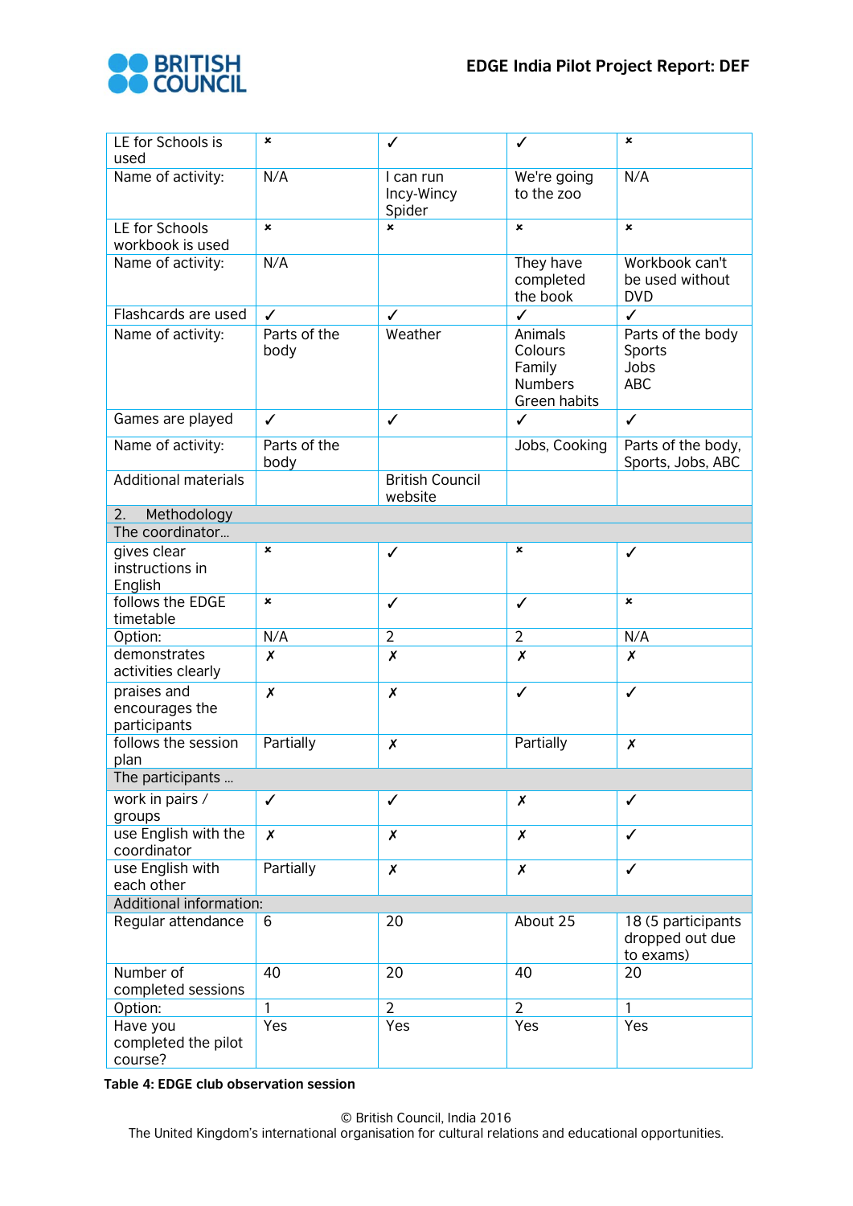| | | | | |
|---|---|---|---|---|
| LE for Schools is used | × | ✓ | ✓ | × |
| Name of activity: | N/A | I can run Incy-Wincy Spider | We're going to the zoo | N/A |
| LE for Schools workbook is used | × | × | × | × |
| Name of activity: | N/A | | They have completed the book | Workbook can't be used without DVD |
| Flashcards are used | ✓ | ✓ | ✓ | ✓ |
| Name of activity: | Parts of the body | Weather | Animals Colours Family Numbers Green habits | Parts of the body Sports Jobs ABC |
| Games are played | ✓ | ✓ | ✓ | ✓ |
| Name of activity: | Parts of the body | | Jobs, Cooking | Parts of the body, Sports, Jobs, ABC |
| Additional materials | | British Council website | | |
| 2. Methodology | | | | |
| The coordinator… | | | | |
| gives clear instructions in English | × | ✓ | × | ✓ |
| follows the EDGE timetable | × | ✓ | ✓ | × |
| Option: | N/A | 2 | 2 | N/A |
| demonstrates activities clearly | ✗ | ✗ | ✗ | ✗ |
| praises and encourages the participants | ✗ | ✗ | ✓ | ✓ |
| follows the session plan | Partially | ✗ | Partially | ✗ |
| The participants … | | | | |
| work in pairs / groups | ✓ | ✓ | ✗ | ✓ |
| use English with the coordinator | ✗ | ✗ | ✗ | ✓ |
| use English with each other | Partially | ✗ | ✗ | ✓ |
| Additional information: | | | | |
| Regular attendance | 6 | 20 | About 25 | 18 (5 participants dropped out due to exams) |
| Number of completed sessions | 40 | 20 | 40 | 20 |
| Option: | 1 | 2 | 2 | 1 |
| Have you completed the pilot course? | Yes | Yes | Yes | Yes |

**Table 4: EDGE club observation session**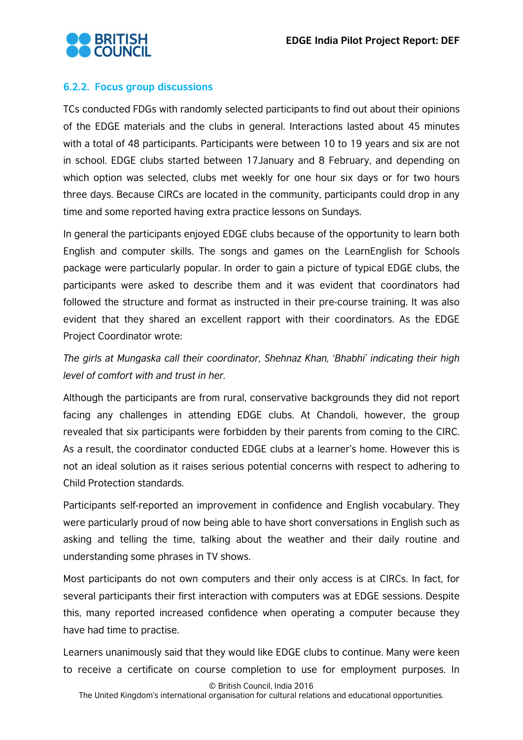### 6.2.2. Focus group discussions

TCs conducted FDGs with randomly selected participants to find out about their opinions of the EDGE materials and the clubs in general. Interactions lasted about 45 minutes with a total of 48 participants. Participants were between 10 to 19 years and six are not in school. EDGE clubs started between 17January and 8 February, and depending on which option was selected, clubs met weekly for one hour six days or for two hours three days. Because CIRCs are located in the community, participants could drop in any time and some reported having extra practice lessons on Sundays.

In general the participants enjoyed EDGE clubs because of the opportunity to learn both English and computer skills. The songs and games on the LearnEnglish for Schools package were particularly popular. In order to gain a picture of typical EDGE clubs, the participants were asked to describe them and it was evident that coordinators had followed the structure and format as instructed in their pre-course training. It was also evident that they shared an excellent rapport with their coordinators. As the EDGE Project Coordinator wrote:

*The girls at Mungaska call their coordinator, Shehnaz Khan, 'Bhabhi' indicating their high level of comfort with and trust in her.*

Although the participants are from rural, conservative backgrounds they did not report facing any challenges in attending EDGE clubs. At Chandoli, however, the group revealed that six participants were forbidden by their parents from coming to the CIRC. As a result, the coordinator conducted EDGE clubs at a learner's home. However this is not an ideal solution as it raises serious potential concerns with respect to adhering to Child Protection standards.

Participants self-reported an improvement in confidence and English vocabulary. They were particularly proud of now being able to have short conversations in English such as asking and telling the time, talking about the weather and their daily routine and understanding some phrases in TV shows.

Most participants do not own computers and their only access is at CIRCs. In fact, for several participants their first interaction with computers was at EDGE sessions. Despite this, many reported increased confidence when operating a computer because they have had time to practise.

Learners unanimously said that they would like EDGE clubs to continue. Many were keen to receive a certificate on course completion to use for employment purposes. In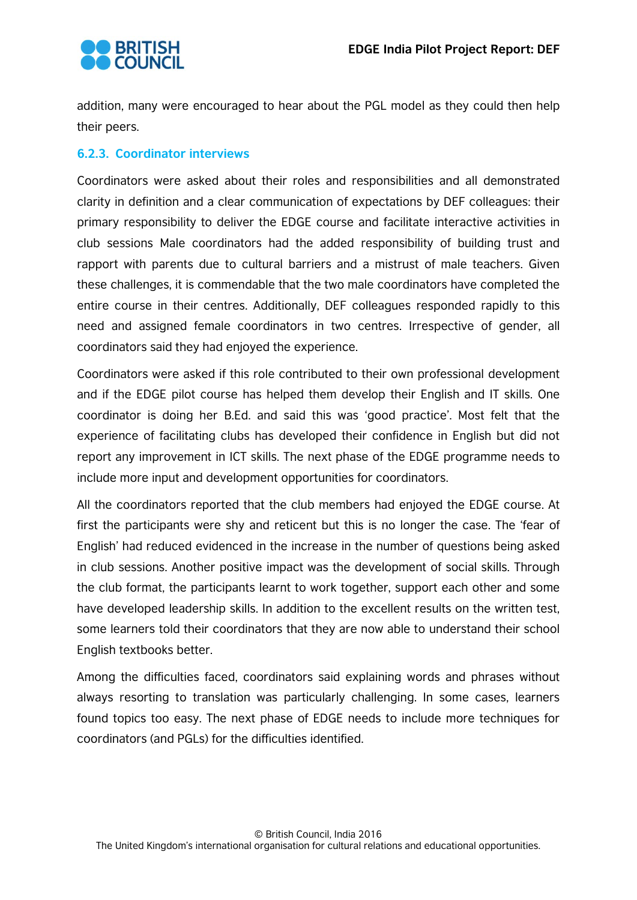addition, many were encouraged to hear about the PGL model as they could then help their peers.

### 6.2.3. Coordinator interviews

Coordinators were asked about their roles and responsibilities and all demonstrated clarity in definition and a clear communication of expectations by DEF colleagues: their primary responsibility to deliver the EDGE course and facilitate interactive activities in club sessions Male coordinators had the added responsibility of building trust and rapport with parents due to cultural barriers and a mistrust of male teachers. Given these challenges, it is commendable that the two male coordinators have completed the entire course in their centres. Additionally, DEF colleagues responded rapidly to this need and assigned female coordinators in two centres. Irrespective of gender, all coordinators said they had enjoyed the experience.

Coordinators were asked if this role contributed to their own professional development and if the EDGE pilot course has helped them develop their English and IT skills. One coordinator is doing her B.Ed. and said this was 'good practice'. Most felt that the experience of facilitating clubs has developed their confidence in English but did not report any improvement in ICT skills. The next phase of the EDGE programme needs to include more input and development opportunities for coordinators.

All the coordinators reported that the club members had enjoyed the EDGE course. At first the participants were shy and reticent but this is no longer the case. The 'fear of English' had reduced evidenced in the increase in the number of questions being asked in club sessions. Another positive impact was the development of social skills. Through the club format, the participants learnt to work together, support each other and some have developed leadership skills. In addition to the excellent results on the written test, some learners told their coordinators that they are now able to understand their school English textbooks better.

Among the difficulties faced, coordinators said explaining words and phrases without always resorting to translation was particularly challenging. In some cases, learners found topics too easy. The next phase of EDGE needs to include more techniques for coordinators (and PGLs) for the difficulties identified.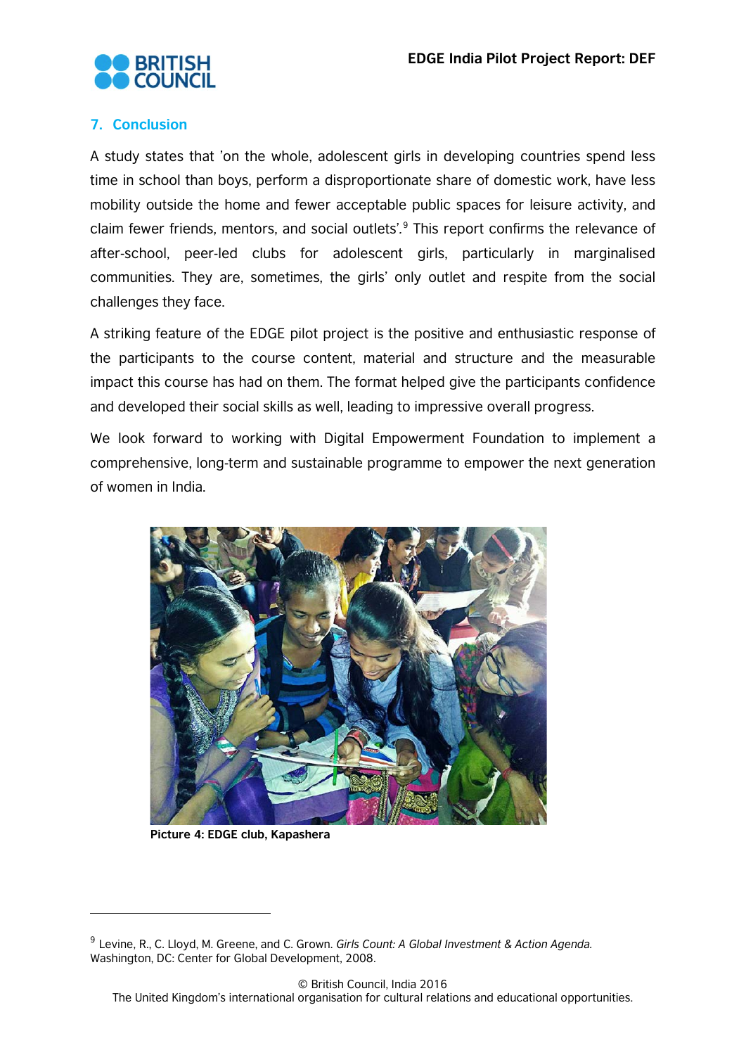## 7. Conclusion

A study states that 'on the whole, adolescent girls in developing countries spend less time in school than boys, perform a disproportionate share of domestic work, have less mobility outside the home and fewer acceptable public spaces for leisure activity, and claim fewer friends, mentors, and social outlets'.[9] This report confirms the relevance of after-school, peer-led clubs for adolescent girls, particularly in marginalised communities. They are, sometimes, the girls' only outlet and respite from the social challenges they face.

A striking feature of the EDGE pilot project is the positive and enthusiastic response of the participants to the course content, material and structure and the measurable impact this course has had on them. The format helped give the participants confidence and developed their social skills as well, leading to impressive overall progress.

We look forward to working with Digital Empowerment Foundation to implement a comprehensive, long-term and sustainable programme to empower the next generation of women in India.

**Picture 4: EDGE club, Kapashera**

---

[9] Levine, R., C. Lloyd, M. Greene, and C. Grown. *Girls Count: A Global Investment & Action Agenda.* Washington, DC: Center for Global Development, 2008.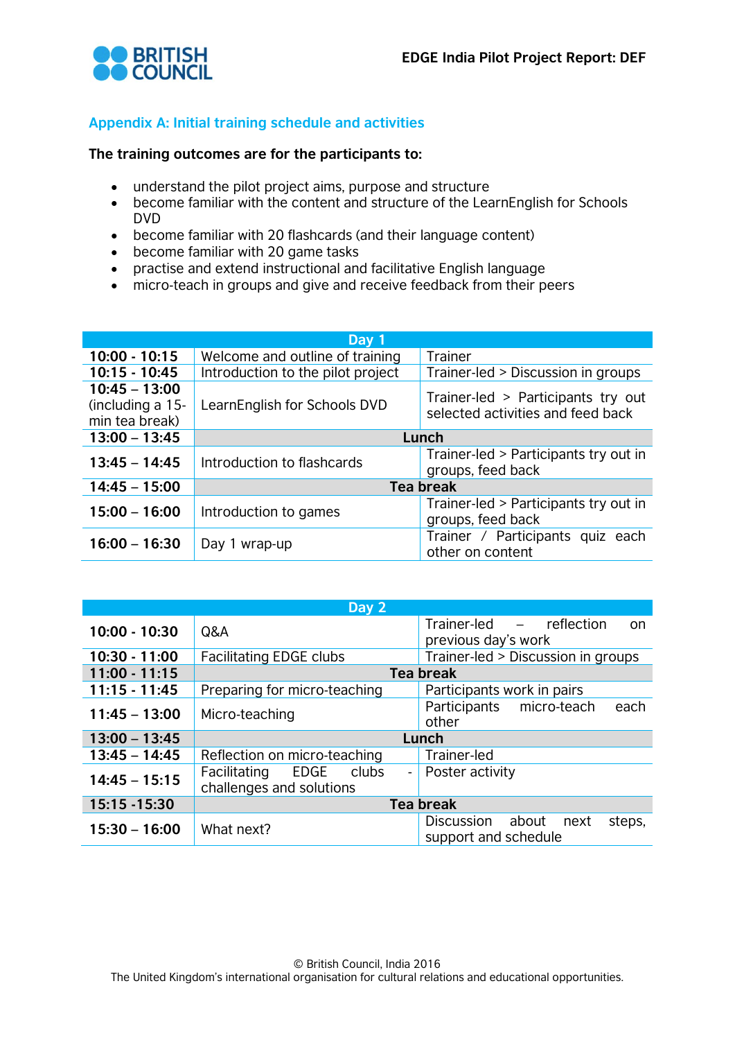## Appendix A: Initial training schedule and activities

**The training outcomes are for the participants to:**

- understand the pilot project aims, purpose and structure
- become familiar with the content and structure of the LearnEnglish for Schools DVD
- become familiar with 20 flashcards (and their language content)
- become familiar with 20 game tasks
- practise and extend instructional and facilitative English language
- micro-teach in groups and give and receive feedback from their peers

| Day 1 | | |
|---|---|---|
| **10:00 - 10:15** | Welcome and outline of training | Trainer |
| **10:15 - 10:45** | Introduction to the pilot project | Trainer-led > Discussion in groups |
| **10:45 – 13:00** (including a 15-min tea break) | LearnEnglish for Schools DVD | Trainer-led > Participants try out selected activities and feed back |
| **13:00 – 13:45** | **Lunch** | |
| **13:45 – 14:45** | Introduction to flashcards | Trainer-led > Participants try out in groups, feed back |
| **14:45 – 15:00** | **Tea break** | |
| **15:00 – 16:00** | Introduction to games | Trainer-led > Participants try out in groups, feed back |
| **16:00 – 16:30** | Day 1 wrap-up | Trainer / Participants quiz each other on content |

| Day 2 | | |
|---|---|---|
| **10:00 - 10:30** | Q&A | Trainer-led – reflection on previous day's work |
| **10:30 - 11:00** | Facilitating EDGE clubs | Trainer-led > Discussion in groups |
| **11:00 - 11:15** | **Tea break** | |
| **11:15 - 11:45** | Preparing for micro-teaching | Participants work in pairs |
| **11:45 - 13:00** | Micro-teaching | Participants micro-teach each other |
| **13:00 – 13:45** | **Lunch** | |
| **13:45 – 14:45** | Reflection on micro-teaching | Trainer-led |
| **14:45 – 15:15** | Facilitating EDGE clubs - challenges and solutions | Poster activity |
| **15:15 -15:30** | **Tea break** | |
| **15:30 – 16:00** | What next? | Discussion about next steps, support and schedule |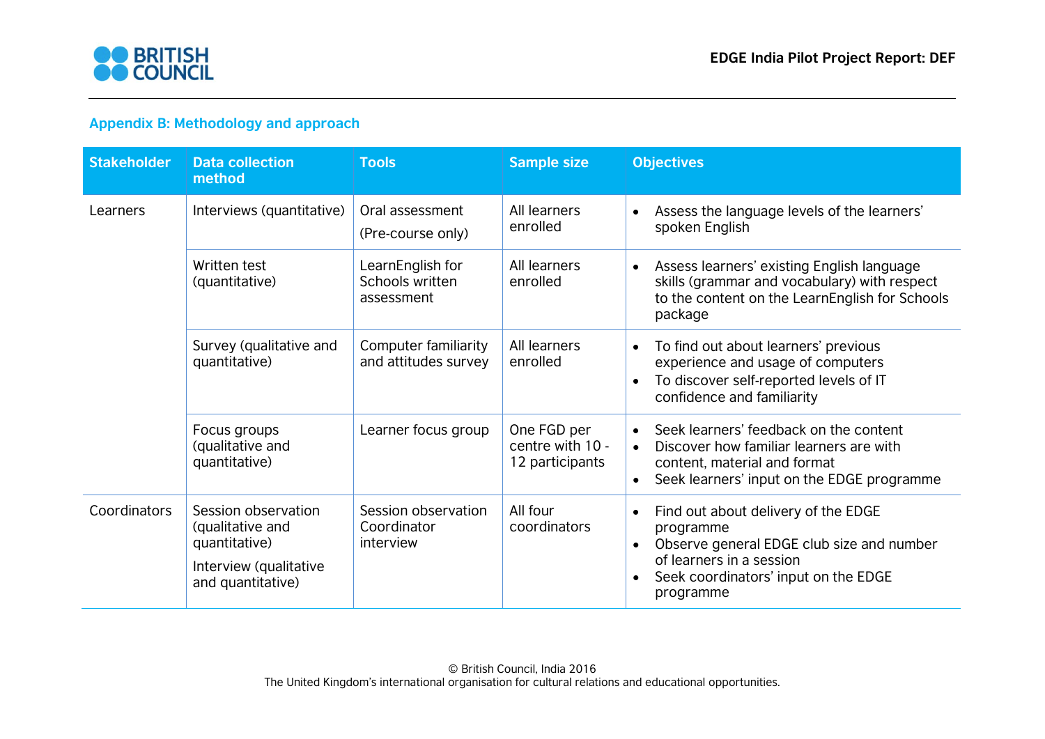## Appendix B: Methodology and approach

| Stakeholder | Data collection method | Tools | Sample size | Objectives |
|---|---|---|---|---|
| Learners | Interviews (quantitative) | Oral assessment<br>(Pre-course only) | All learners enrolled | • Assess the language levels of the learners' spoken English |
| | Written test (quantitative) | LearnEnglish for Schools written assessment | All learners enrolled | • Assess learners' existing English language skills (grammar and vocabulary) with respect to the content on the LearnEnglish for Schools package |
| | Survey (qualitative and quantitative) | Computer familiarity and attitudes survey | All learners enrolled | • To find out about learners' previous experience and usage of computers<br>• To discover self-reported levels of IT confidence and familiarity |
| | Focus groups (qualitative and quantitative) | Learner focus group | One FGD per centre with 10 - 12 participants | • Seek learners' feedback on the content<br>• Discover how familiar learners are with content, material and format<br>• Seek learners' input on the EDGE programme |
| Coordinators | Session observation (qualitative and quantitative)<br>Interview (qualitative and quantitative) | Session observation<br>Coordinator interview | All four coordinators | • Find out about delivery of the EDGE programme<br>• Observe general EDGE club size and number of learners in a session<br>• Seek coordinators' input on the EDGE programme |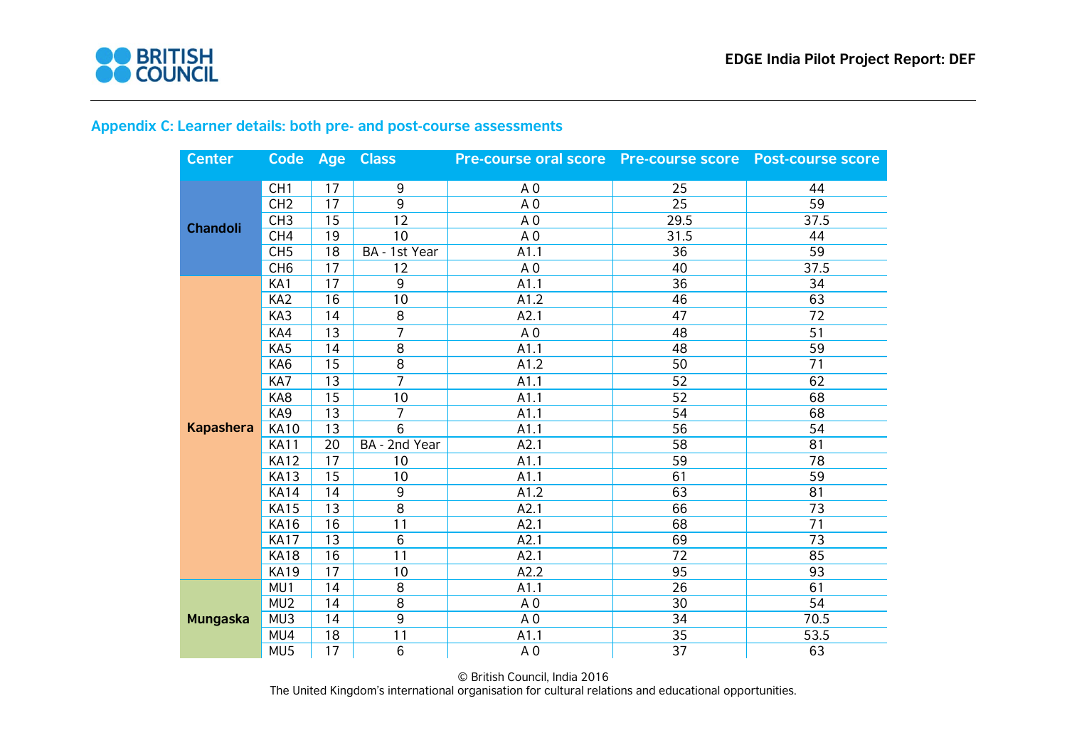## Appendix C: Learner details: both pre- and post-course assessments

| Center | Code | Age | Class | Pre-course oral score | Pre-course score | Post-course score |
|---|---|---|---|---|---|---|
| Chandoli | CH1 | 17 | 9 | A 0 | 25 | 44 |
| | CH2 | 17 | 9 | A 0 | 25 | 59 |
| | CH3 | 15 | 12 | A 0 | 29.5 | 37.5 |
| | CH4 | 19 | 10 | A 0 | 31.5 | 44 |
| | CH5 | 18 | BA - 1st Year | A1.1 | 36 | 59 |
| | CH6 | 17 | 12 | A 0 | 40 | 37.5 |
| Kapashera | KA1 | 17 | 9 | A1.1 | 36 | 34 |
| | KA2 | 16 | 10 | A1.2 | 46 | 63 |
| | KA3 | 14 | 8 | A2.1 | 47 | 72 |
| | KA4 | 13 | 7 | A 0 | 48 | 51 |
| | KA5 | 14 | 8 | A1.1 | 48 | 59 |
| | KA6 | 15 | 8 | A1.2 | 50 | 71 |
| | KA7 | 13 | 7 | A1.1 | 52 | 62 |
| | KA8 | 15 | 10 | A1.1 | 52 | 68 |
| | KA9 | 13 | 7 | A1.1 | 54 | 68 |
| | KA10 | 13 | 6 | A1.1 | 56 | 54 |
| | KA11 | 20 | BA - 2nd Year | A2.1 | 58 | 81 |
| | KA12 | 17 | 10 | A1.1 | 59 | 78 |
| | KA13 | 15 | 10 | A1.1 | 61 | 59 |
| | KA14 | 14 | 9 | A1.2 | 63 | 81 |
| | KA15 | 13 | 8 | A2.1 | 66 | 73 |
| | KA16 | 16 | 11 | A2.1 | 68 | 71 |
| | KA17 | 13 | 6 | A2.1 | 69 | 73 |
| | KA18 | 16 | 11 | A2.1 | 72 | 85 |
| | KA19 | 17 | 10 | A2.2 | 95 | 93 |
| Mungaska | MU1 | 14 | 8 | A1.1 | 26 | 61 |
| | MU2 | 14 | 8 | A 0 | 30 | 54 |
| | MU3 | 14 | 9 | A 0 | 34 | 70.5 |
| | MU4 | 18 | 11 | A1.1 | 35 | 53.5 |
| | MU5 | 17 | 6 | A 0 | 37 | 63 |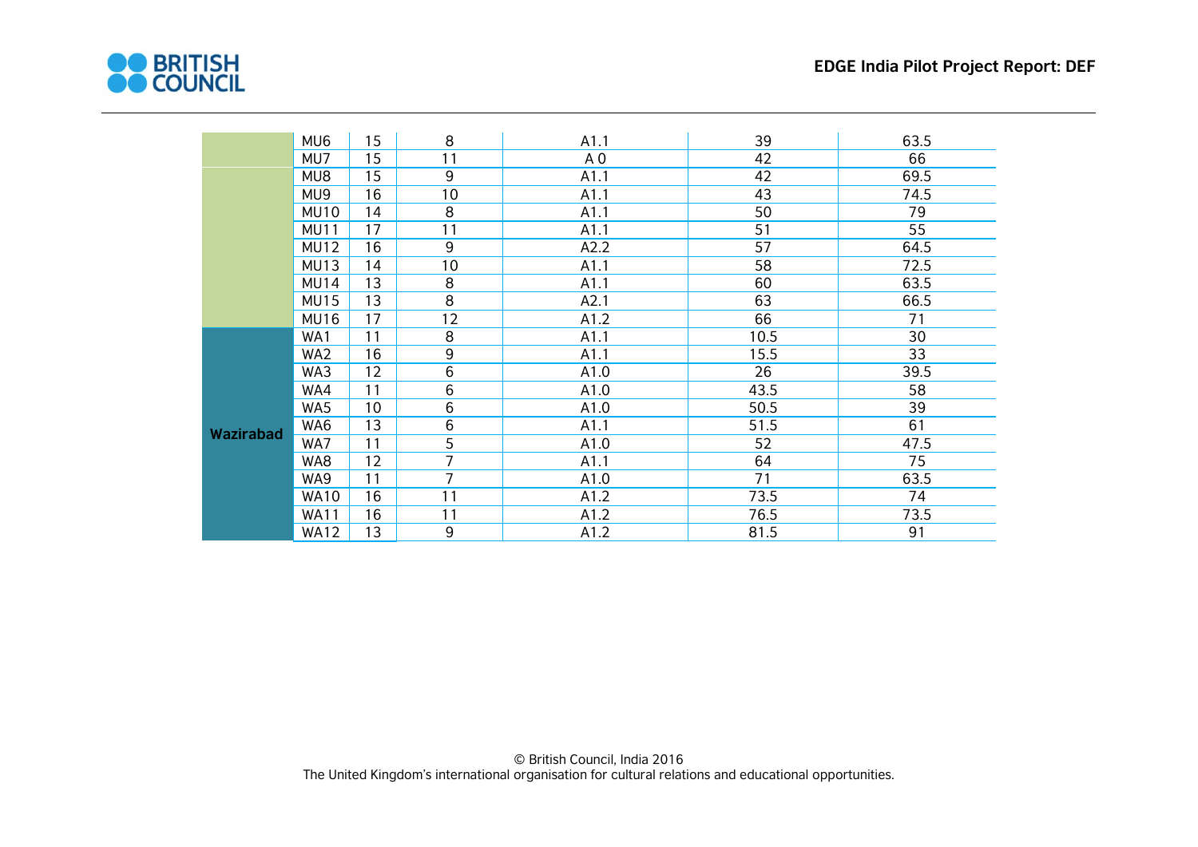| | | | | | | |
|---|---|---|---|---|---|---|
| | MU6 | 15 | 8 | A1.1 | 39 | 63.5 |
| | MU7 | 15 | 11 | A 0 | 42 | 66 |
| | MU8 | 15 | 9 | A1.1 | 42 | 69.5 |
| | MU9 | 16 | 10 | A1.1 | 43 | 74.5 |
| | MU10 | 14 | 8 | A1.1 | 50 | 79 |
| | MU11 | 17 | 11 | A1.1 | 51 | 55 |
| | MU12 | 16 | 9 | A2.2 | 57 | 64.5 |
| | MU13 | 14 | 10 | A1.1 | 58 | 72.5 |
| | MU14 | 13 | 8 | A1.1 | 60 | 63.5 |
| | MU15 | 13 | 8 | A2.1 | 63 | 66.5 |
| | MU16 | 17 | 12 | A1.2 | 66 | 71 |
| **Wazirabad** | WA1 | 11 | 8 | A1.1 | 10.5 | 30 |
| | WA2 | 16 | 9 | A1.1 | 15.5 | 33 |
| | WA3 | 12 | 6 | A1.0 | 26 | 39.5 |
| | WA4 | 11 | 6 | A1.0 | 43.5 | 58 |
| | WA5 | 10 | 6 | A1.0 | 50.5 | 39 |
| | WA6 | 13 | 6 | A1.1 | 51.5 | 61 |
| | WA7 | 11 | 5 | A1.0 | 52 | 47.5 |
| | WA8 | 12 | 7 | A1.1 | 64 | 75 |
| | WA9 | 11 | 7 | A1.0 | 71 | 63.5 |
| | WA10 | 16 | 11 | A1.2 | 73.5 | 74 |
| | WA11 | 16 | 11 | A1.2 | 76.5 | 73.5 |
| | WA12 | 13 | 9 | A1.2 | 81.5 | 91 |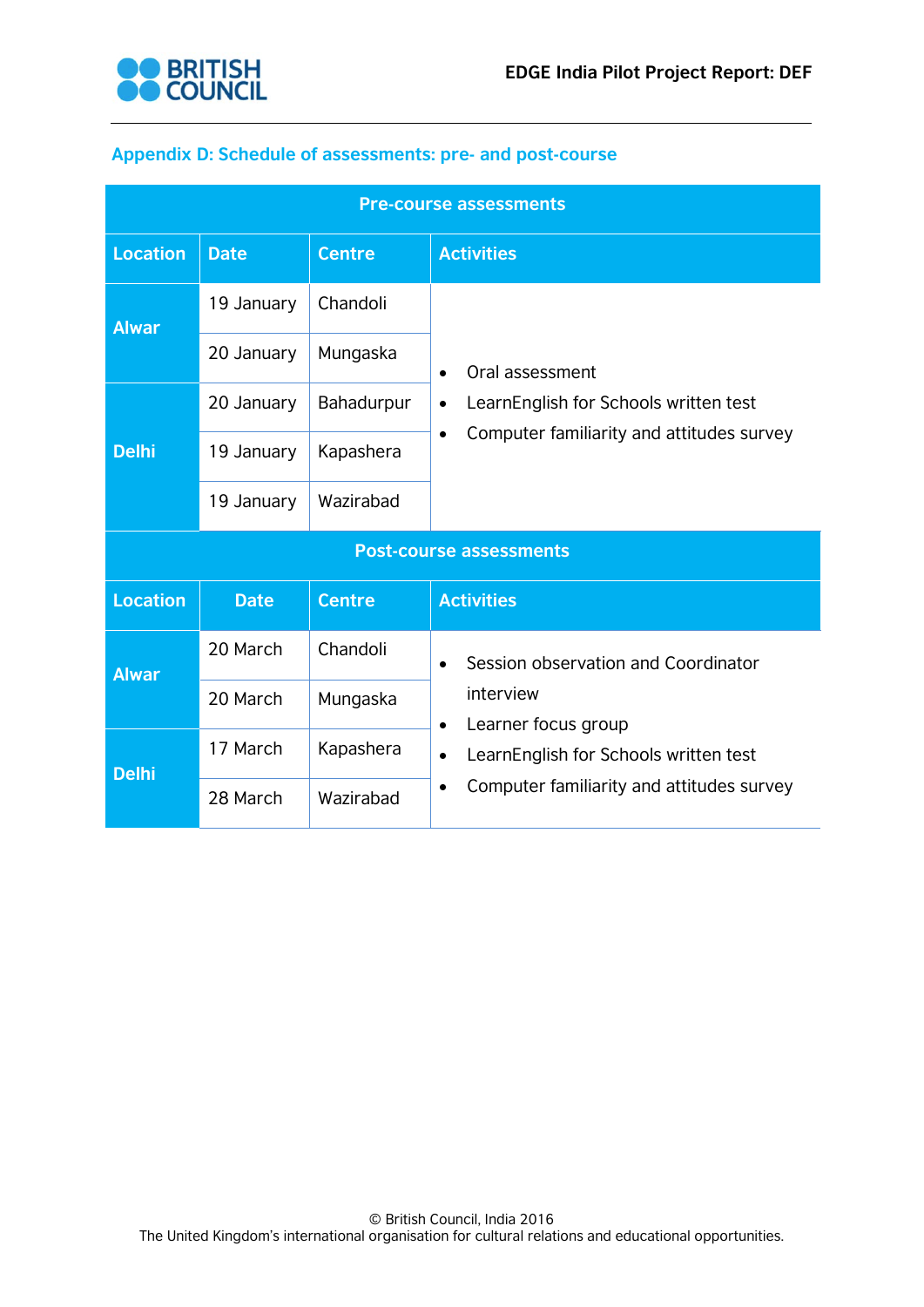## Appendix D: Schedule of assessments: pre- and post-course

| Pre-course assessments | | | |
|---|---|---|---|
| **Location** | **Date** | **Centre** | **Activities** |
| **Alwar** | 19 January | Chandoli | • Oral assessment<br>• LearnEnglish for Schools written test<br>• Computer familiarity and attitudes survey |
| | 20 January | Mungaska | |
| **Delhi** | 20 January | Bahadurpur | |
| | 19 January | Kapashera | |
| | 19 January | Wazirabad | |

| Post-course assessments | | | |
|---|---|---|---|
| **Location** | **Date** | **Centre** | **Activities** |
| **Alwar** | 20 March | Chandoli | • Session observation and Coordinator interview<br>• Learner focus group<br>• LearnEnglish for Schools written test<br>• Computer familiarity and attitudes survey |
| | 20 March | Mungaska | |
| **Delhi** | 17 March | Kapashera | |
| | 28 March | Wazirabad | |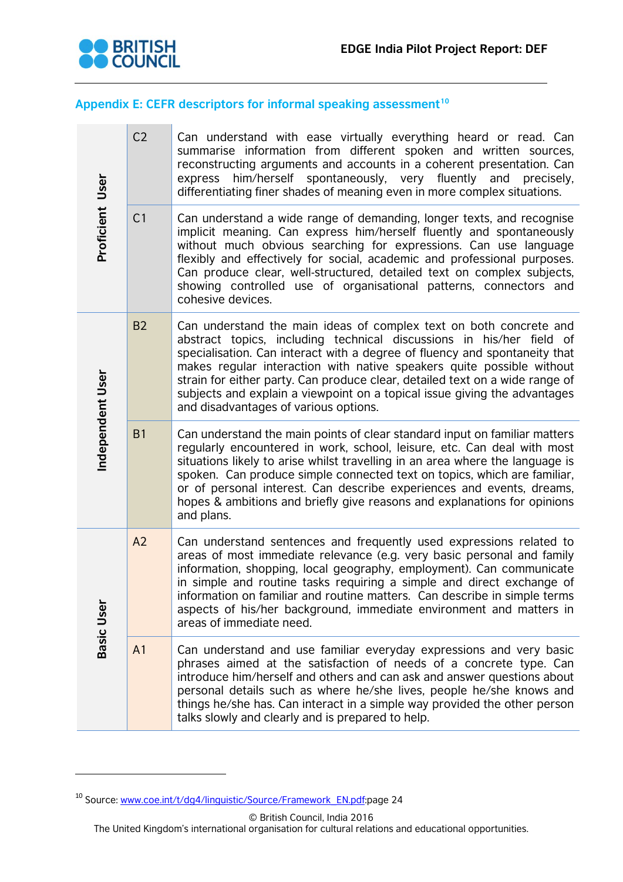## Appendix E: CEFR descriptors for informal speaking assessment[10]

| | | |
|---|---|---|
| Proficient User | C2 | Can understand with ease virtually everything heard or read. Can summarise information from different spoken and written sources, reconstructing arguments and accounts in a coherent presentation. Can express him/herself spontaneously, very fluently and precisely, differentiating finer shades of meaning even in more complex situations. |
| | C1 | Can understand a wide range of demanding, longer texts, and recognise implicit meaning. Can express him/herself fluently and spontaneously without much obvious searching for expressions. Can use language flexibly and effectively for social, academic and professional purposes. Can produce clear, well-structured, detailed text on complex subjects, showing controlled use of organisational patterns, connectors and cohesive devices. |
| Independent User | B2 | Can understand the main ideas of complex text on both concrete and abstract topics, including technical discussions in his/her field of specialisation. Can interact with a degree of fluency and spontaneity that makes regular interaction with native speakers quite possible without strain for either party. Can produce clear, detailed text on a wide range of subjects and explain a viewpoint on a topical issue giving the advantages and disadvantages of various options. |
| | B1 | Can understand the main points of clear standard input on familiar matters regularly encountered in work, school, leisure, etc. Can deal with most situations likely to arise whilst travelling in an area where the language is spoken. Can produce simple connected text on topics, which are familiar, or of personal interest. Can describe experiences and events, dreams, hopes & ambitions and briefly give reasons and explanations for opinions and plans. |
| Basic User | A2 | Can understand sentences and frequently used expressions related to areas of most immediate relevance (e.g. very basic personal and family information, shopping, local geography, employment). Can communicate in simple and routine tasks requiring a simple and direct exchange of information on familiar and routine matters. Can describe in simple terms aspects of his/her background, immediate environment and matters in areas of immediate need. |
| | A1 | Can understand and use familiar everyday expressions and very basic phrases aimed at the satisfaction of needs of a concrete type. Can introduce him/herself and others and can ask and answer questions about personal details such as where he/she lives, people he/she knows and things he/she has. Can interact in a simple way provided the other person talks slowly and clearly and is prepared to help. |

[10] Source: www.coe.int/t/dg4/linguistic/Source/Framework_EN.pdf;page 24

© British Council, India 2016
The United Kingdom's international organisation for cultural relations and educational opportunities.